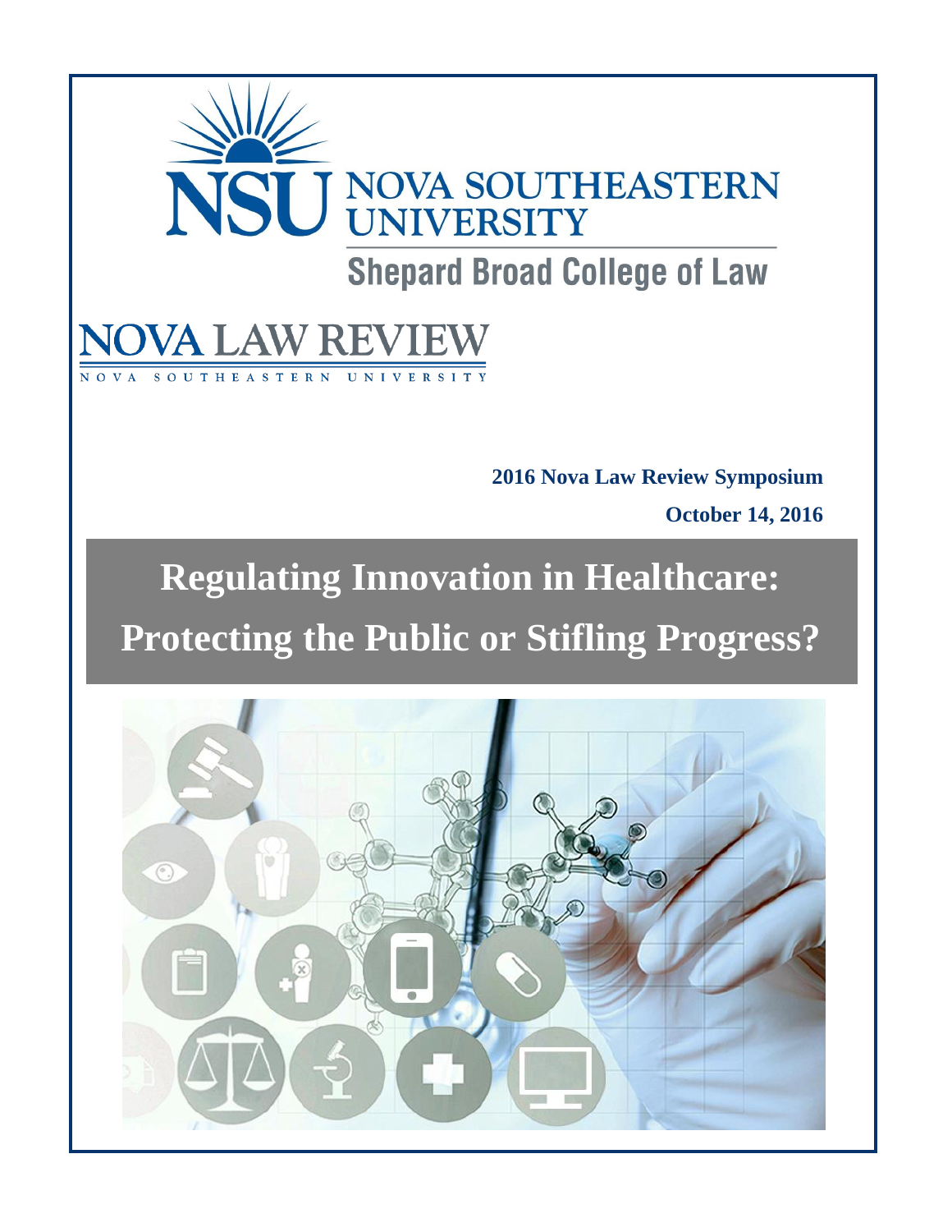NSU NOVA SOUTHEASTERN UNIVERSITY

Shepard Broad College of Law

NOVA LAW REVIEW

NOVA SOUTHEASTERN UNIVERSITY

**2016 Nova Law Review Symposium**

**October 14, 2016**

# Regulating Innovation in Healthcare: Protecting the Public or Stifling Progress?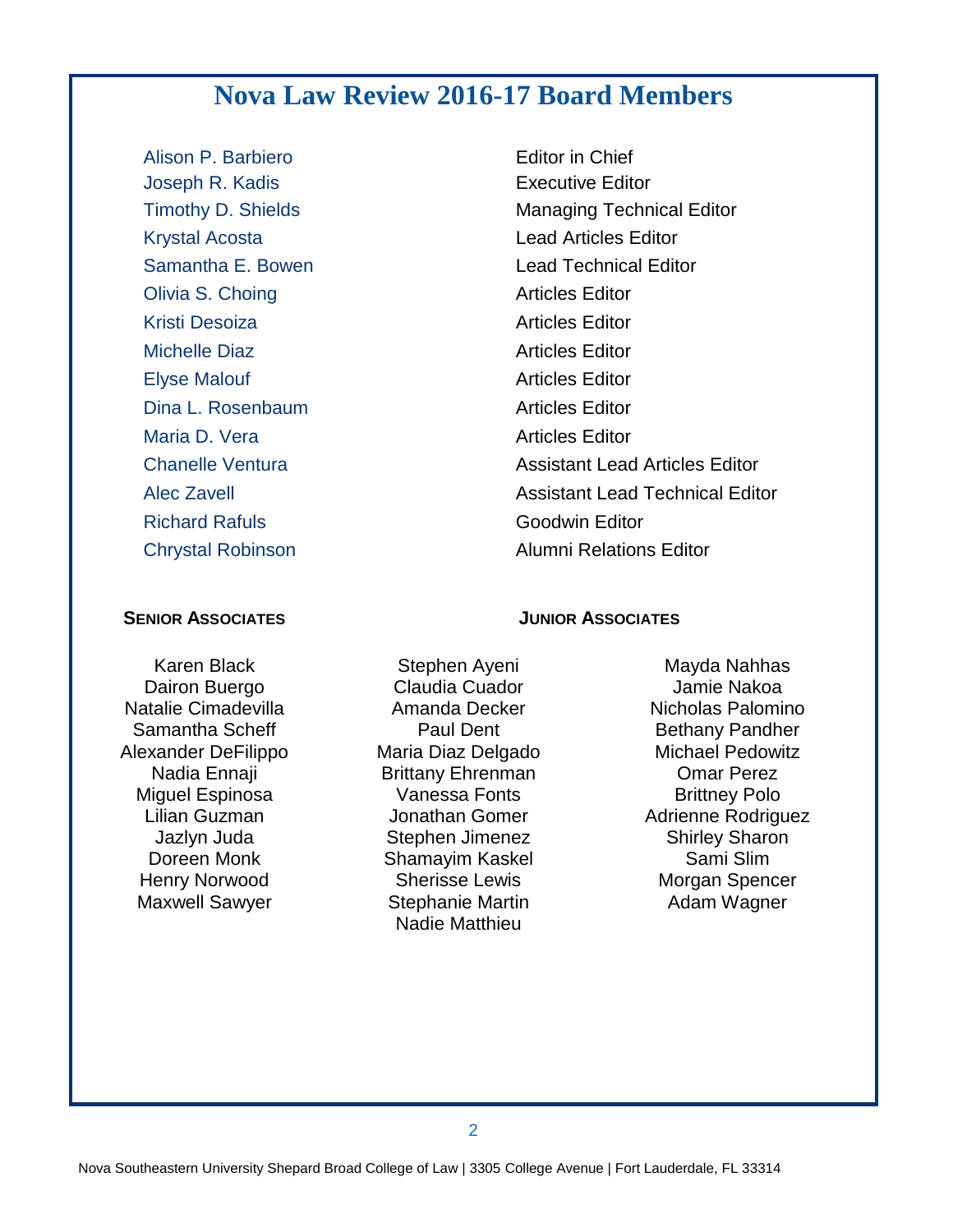# Nova Law Review 2016-17 Board Members

| Name | Position |
| --- | --- |
| Alison P. Barbiero | Editor in Chief |
| Joseph R. Kadis | Executive Editor |
| Timothy D. Shields | Managing Technical Editor |
| Krystal Acosta | Lead Articles Editor |
| Samantha E. Bowen | Lead Technical Editor |
| Olivia S. Choing | Articles Editor |
| Kristi Desoiza | Articles Editor |
| Michelle Diaz | Articles Editor |
| Elyse Malouf | Articles Editor |
| Dina L. Rosenbaum | Articles Editor |
| Maria D. Vera | Articles Editor |
| Chanelle Ventura | Assistant Lead Articles Editor |
| Alec Zavell | Assistant Lead Technical Editor |
| Richard Rafuls | Goodwin Editor |
| Chrystal Robinson | Alumni Relations Editor |

## Senior Associates

Karen Black
Dairon Buergo
Natalie Cimadevilla
Samantha Scheff
Alexander DeFilippo
Nadia Ennaji
Miguel Espinosa
Lilian Guzman
Jazlyn Juda
Doreen Monk
Henry Norwood
Maxwell Sawyer

## Junior Associates

Stephen Ayeni
Claudia Cuador
Amanda Decker
Paul Dent
Maria Diaz Delgado
Brittany Ehrenman
Vanessa Fonts
Jonathan Gomer
Stephen Jimenez
Shamayim Kaskel
Sherisse Lewis
Stephanie Martin
Nadie Matthieu
Mayda Nahhas
Jamie Nakoa
Nicholas Palomino
Bethany Pandher
Michael Pedowitz
Omar Perez
Brittney Polo
Adrienne Rodriguez
Shirley Sharon
Sami Slim
Morgan Spencer
Adam Wagner

Nova Southeastern University Shepard Broad College of Law | 3305 College Avenue | Fort Lauderdale, FL 33314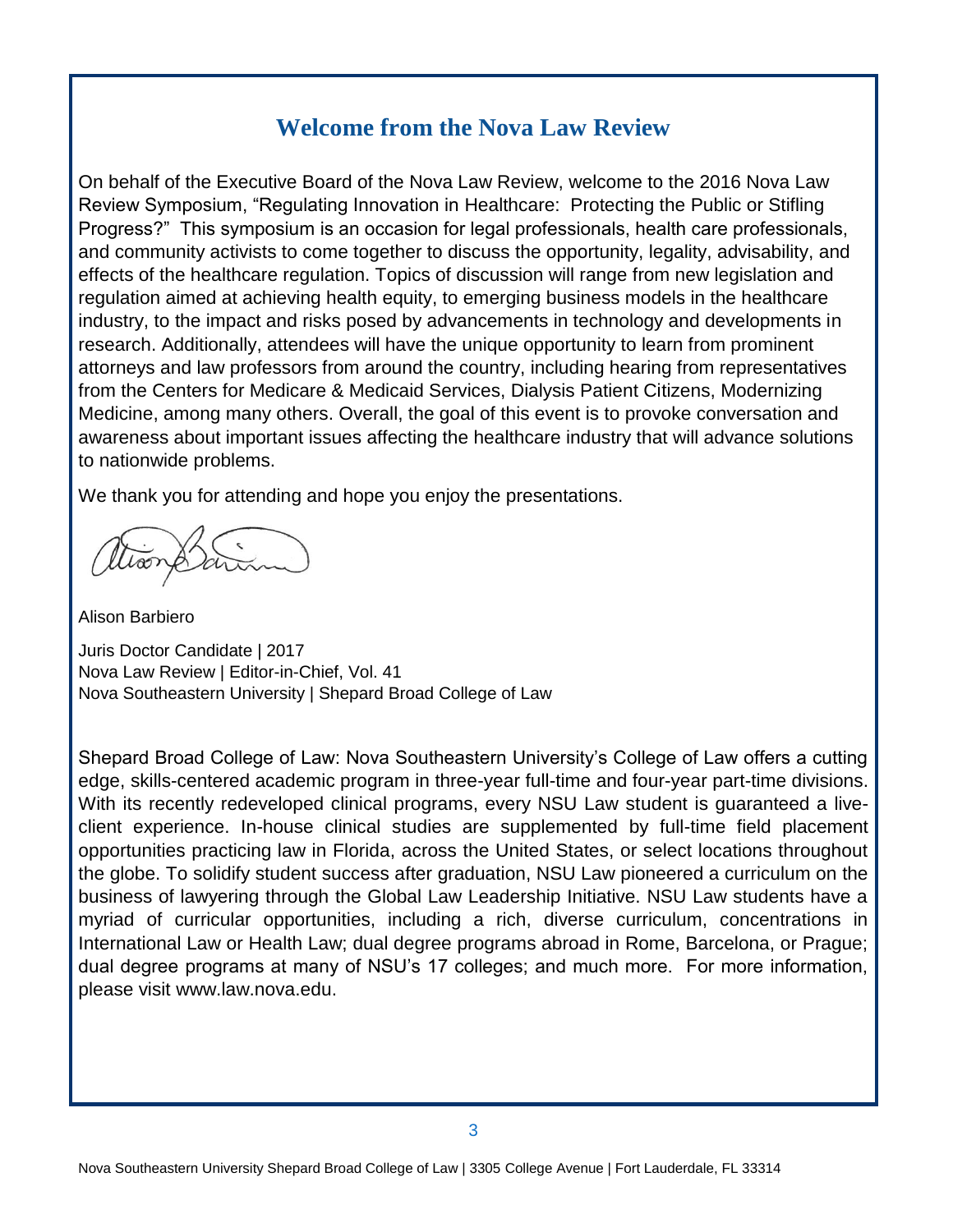## Welcome from the Nova Law Review

On behalf of the Executive Board of the Nova Law Review, welcome to the 2016 Nova Law Review Symposium, "Regulating Innovation in Healthcare: Protecting the Public or Stifling Progress?" This symposium is an occasion for legal professionals, health care professionals, and community activists to come together to discuss the opportunity, legality, advisability, and effects of the healthcare regulation. Topics of discussion will range from new legislation and regulation aimed at achieving health equity, to emerging business models in the healthcare industry, to the impact and risks posed by advancements in technology and developments in research. Additionally, attendees will have the unique opportunity to learn from prominent attorneys and law professors from around the country, including hearing from representatives from the Centers for Medicare & Medicaid Services, Dialysis Patient Citizens, Modernizing Medicine, among many others. Overall, the goal of this event is to provoke conversation and awareness about important issues affecting the healthcare industry that will advance solutions to nationwide problems.

We thank you for attending and hope you enjoy the presentations.

Alison Barbiero

Juris Doctor Candidate | 2017
Nova Law Review | Editor-in-Chief, Vol. 41
Nova Southeastern University | Shepard Broad College of Law

Shepard Broad College of Law: Nova Southeastern University's College of Law offers a cutting edge, skills-centered academic program in three-year full-time and four-year part-time divisions. With its recently redeveloped clinical programs, every NSU Law student is guaranteed a live-client experience. In-house clinical studies are supplemented by full-time field placement opportunities practicing law in Florida, across the United States, or select locations throughout the globe. To solidify student success after graduation, NSU Law pioneered a curriculum on the business of lawyering through the Global Law Leadership Initiative. NSU Law students have a myriad of curricular opportunities, including a rich, diverse curriculum, concentrations in International Law or Health Law; dual degree programs abroad in Rome, Barcelona, or Prague; dual degree programs at many of NSU's 17 colleges; and much more. For more information, please visit www.law.nova.edu.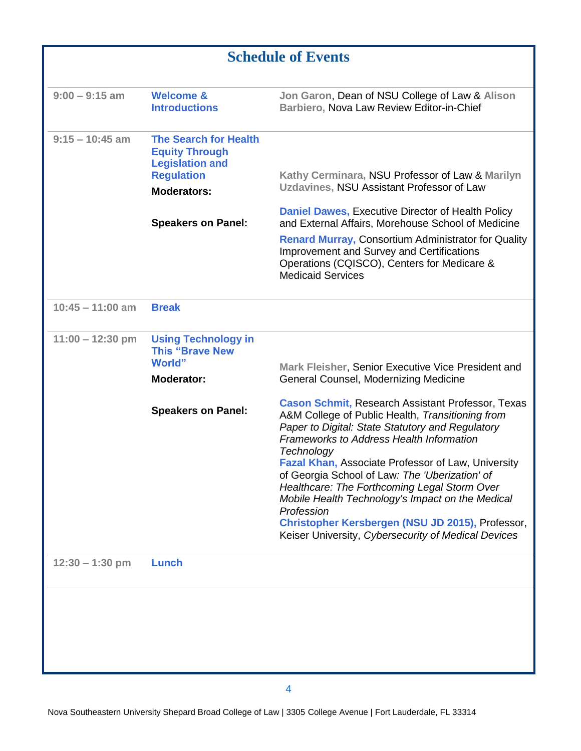# Schedule of Events

| | | |
|---|---|---|
| **9:00 – 9:15 am** | **Welcome & Introductions** | **Jon Garon**, Dean of NSU College of Law & **Alison Barbiero,** Nova Law Review Editor-in-Chief |
| **9:15 – 10:45 am** | **The Search for Health Equity Through Legislation and Regulation** | |
| | **Moderators:** | **Kathy Cerminara,** NSU Professor of Law & **Marilyn Uzdavines,** NSU Assistant Professor of Law |
| | **Speakers on Panel:** | **Daniel Dawes,** Executive Director of Health Policy and External Affairs, Morehouse School of Medicine<br>**Renard Murray,** Consortium Administrator for Quality Improvement and Survey and Certifications Operations (CQISCO), Centers for Medicare & Medicaid Services |
| **10:45 – 11:00 am** | **Break** | |
| **11:00 – 12:30 pm** | **Using Technology in This "Brave New World"** | |
| | **Moderator:** | **Mark Fleisher**, Senior Executive Vice President and General Counsel, Modernizing Medicine |
| | **Speakers on Panel:** | **Cason Schmit,** Research Assistant Professor, Texas A&M College of Public Health, *Transitioning from Paper to Digital: State Statutory and Regulatory Frameworks to Address Health Information Technology*<br>**Fazal Khan,** Associate Professor of Law, University of Georgia School of Law*: The 'Uberization' of Healthcare: The Forthcoming Legal Storm Over Mobile Health Technology's Impact on the Medical Profession*<br>**Christopher Kersbergen (NSU JD 2015),** Professor, Keiser University, *Cybersecurity of Medical Devices* |
| **12:30 – 1:30 pm** | **Lunch** | |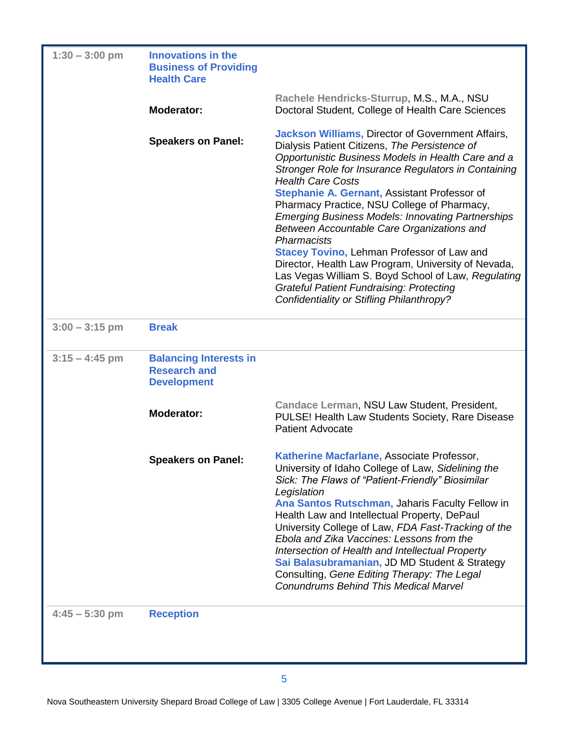| | | |
|---|---|---|
| **1:30 – 3:00 pm** | **Innovations in the Business of Providing Health Care** | |
| | **Moderator:** | **Rachele Hendricks-Sturrup**, M.S., M.A., NSU Doctoral Student, College of Health Care Sciences |
| | **Speakers on Panel:** | **Jackson Williams,** Director of Government Affairs, Dialysis Patient Citizens, *The Persistence of Opportunistic Business Models in Health Care and a Stronger Role for Insurance Regulators in Containing Health Care Costs*<br>**Stephanie A. Gernant,** Assistant Professor of Pharmacy Practice, NSU College of Pharmacy, *Emerging Business Models: Innovating Partnerships Between Accountable Care Organizations and Pharmacists*<br>**Stacey Tovino,** Lehman Professor of Law and Director, Health Law Program, University of Nevada, Las Vegas William S. Boyd School of Law, *Regulating Grateful Patient Fundraising: Protecting Confidentiality or Stifling Philanthropy?* |
| **3:00 – 3:15 pm** | **Break** | |
| **3:15 – 4:45 pm** | **Balancing Interests in Research and Development** | |
| | **Moderator:** | **Candace Lerman**, NSU Law Student, President, PULSE! Health Law Students Society, Rare Disease Patient Advocate |
| | **Speakers on Panel:** | **Katherine Macfarlane,** Associate Professor, University of Idaho College of Law, *Sidelining the Sick: The Flaws of "Patient-Friendly" Biosimilar Legislation*<br>**Ana Santos Rutschman,** Jaharis Faculty Fellow in Health Law and Intellectual Property, DePaul University College of Law, *FDA Fast-Tracking of the Ebola and Zika Vaccines: Lessons from the Intersection of Health and Intellectual Property*<br>**Sai Balasubramanian,** JD MD Student & Strategy Consulting, *Gene Editing Therapy: The Legal Conundrums Behind This Medical Marvel* |
| **4:45 – 5:30 pm** | **Reception** | |

Nova Southeastern University Shepard Broad College of Law | 3305 College Avenue | Fort Lauderdale, FL 33314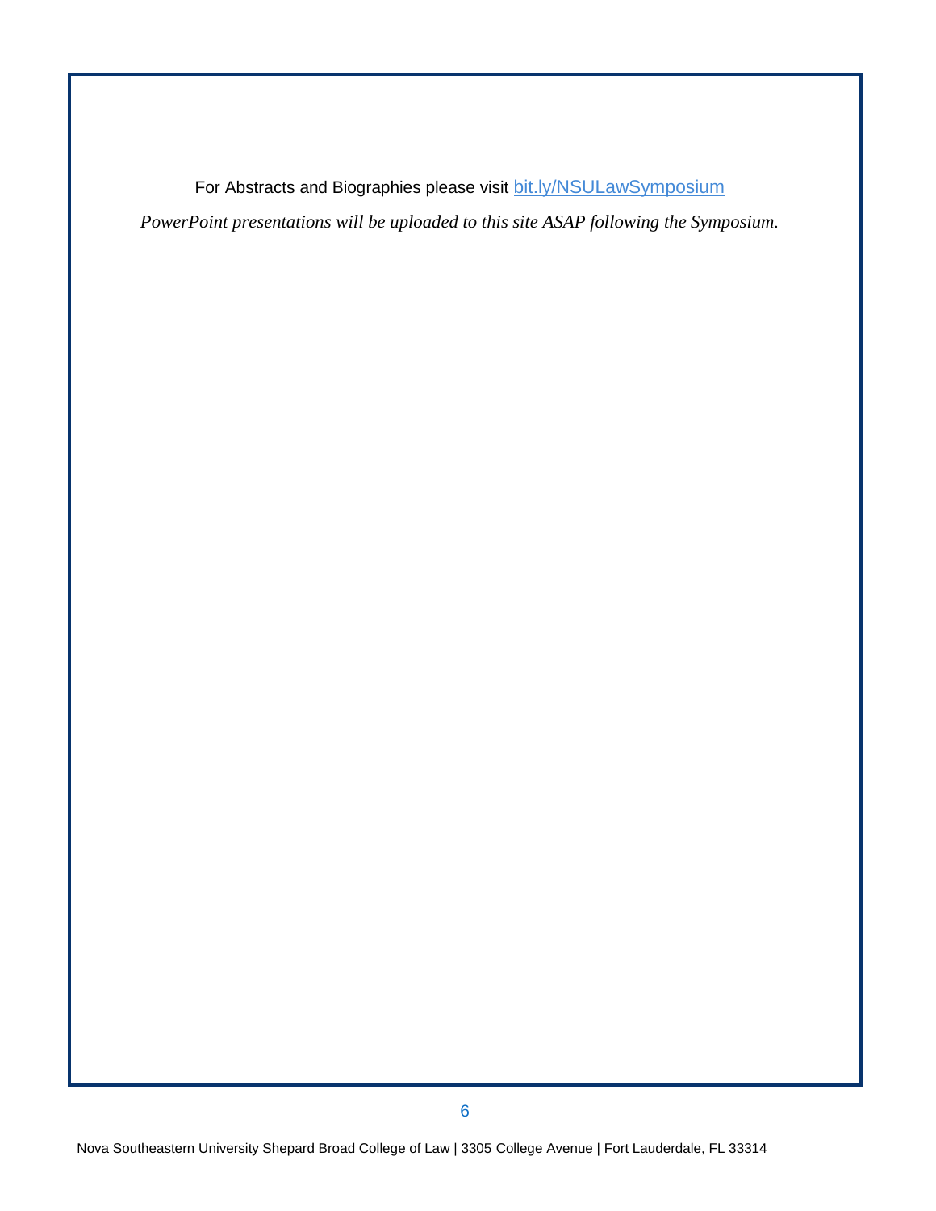For Abstracts and Biographies please visit bit.ly/NSULawSymposium

*PowerPoint presentations will be uploaded to this site ASAP following the Symposium.*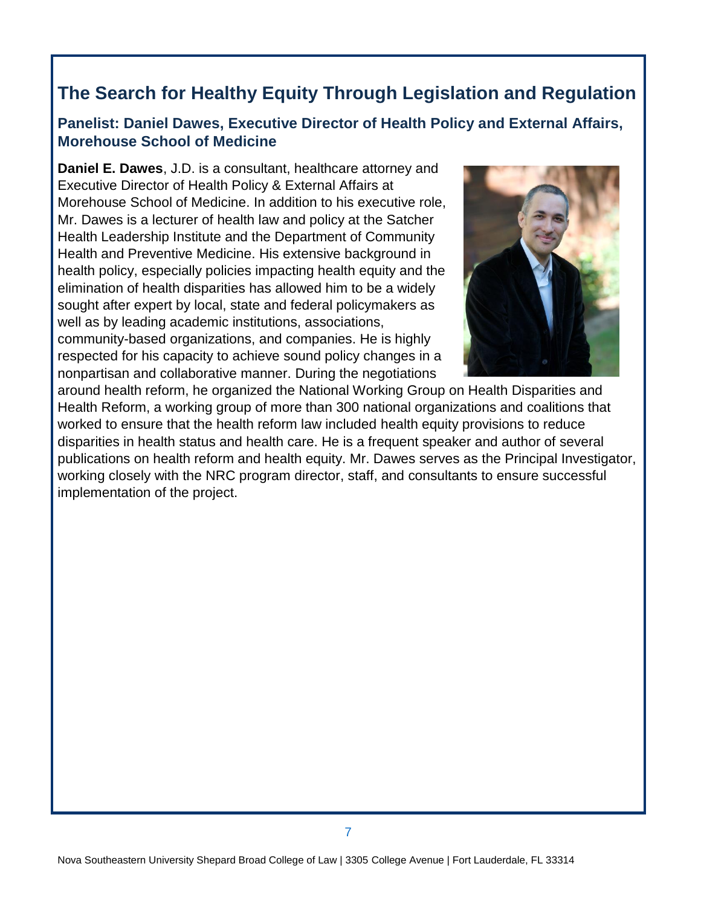## The Search for Healthy Equity Through Legislation and Regulation

### Panelist: Daniel Dawes, Executive Director of Health Policy and External Affairs, Morehouse School of Medicine

**Daniel E. Dawes**, J.D. is a consultant, healthcare attorney and Executive Director of Health Policy & External Affairs at Morehouse School of Medicine. In addition to his executive role, Mr. Dawes is a lecturer of health law and policy at the Satcher Health Leadership Institute and the Department of Community Health and Preventive Medicine. His extensive background in health policy, especially policies impacting health equity and the elimination of health disparities has allowed him to be a widely sought after expert by local, state and federal policymakers as well as by leading academic institutions, associations, community-based organizations, and companies. He is highly respected for his capacity to achieve sound policy changes in a nonpartisan and collaborative manner. During the negotiations around health reform, he organized the National Working Group on Health Disparities and Health Reform, a working group of more than 300 national organizations and coalitions that worked to ensure that the health reform law included health equity provisions to reduce disparities in health status and health care. He is a frequent speaker and author of several publications on health reform and health equity. Mr. Dawes serves as the Principal Investigator, working closely with the NRC program director, staff, and consultants to ensure successful implementation of the project.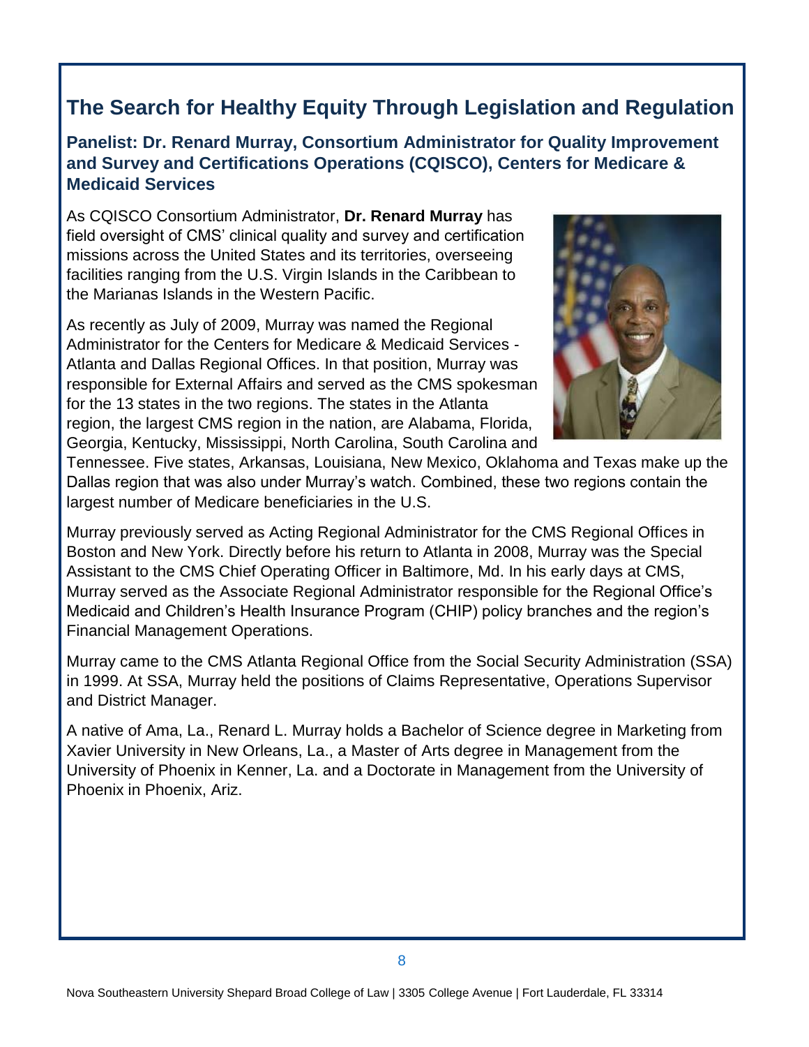## The Search for Healthy Equity Through Legislation and Regulation

### Panelist: Dr. Renard Murray, Consortium Administrator for Quality Improvement and Survey and Certifications Operations (CQISCO), Centers for Medicare & Medicaid Services

As CQISCO Consortium Administrator, **Dr. Renard Murray** has field oversight of CMS' clinical quality and survey and certification missions across the United States and its territories, overseeing facilities ranging from the U.S. Virgin Islands in the Caribbean to the Marianas Islands in the Western Pacific.

As recently as July of 2009, Murray was named the Regional Administrator for the Centers for Medicare & Medicaid Services - Atlanta and Dallas Regional Offices. In that position, Murray was responsible for External Affairs and served as the CMS spokesman for the 13 states in the two regions. The states in the Atlanta region, the largest CMS region in the nation, are Alabama, Florida, Georgia, Kentucky, Mississippi, North Carolina, South Carolina and Tennessee. Five states, Arkansas, Louisiana, New Mexico, Oklahoma and Texas make up the Dallas region that was also under Murray's watch. Combined, these two regions contain the largest number of Medicare beneficiaries in the U.S.

Murray previously served as Acting Regional Administrator for the CMS Regional Offices in Boston and New York. Directly before his return to Atlanta in 2008, Murray was the Special Assistant to the CMS Chief Operating Officer in Baltimore, Md. In his early days at CMS, Murray served as the Associate Regional Administrator responsible for the Regional Office's Medicaid and Children's Health Insurance Program (CHIP) policy branches and the region's Financial Management Operations.

Murray came to the CMS Atlanta Regional Office from the Social Security Administration (SSA) in 1999. At SSA, Murray held the positions of Claims Representative, Operations Supervisor and District Manager.

A native of Ama, La., Renard L. Murray holds a Bachelor of Science degree in Marketing from Xavier University in New Orleans, La., a Master of Arts degree in Management from the University of Phoenix in Kenner, La. and a Doctorate in Management from the University of Phoenix in Phoenix, Ariz.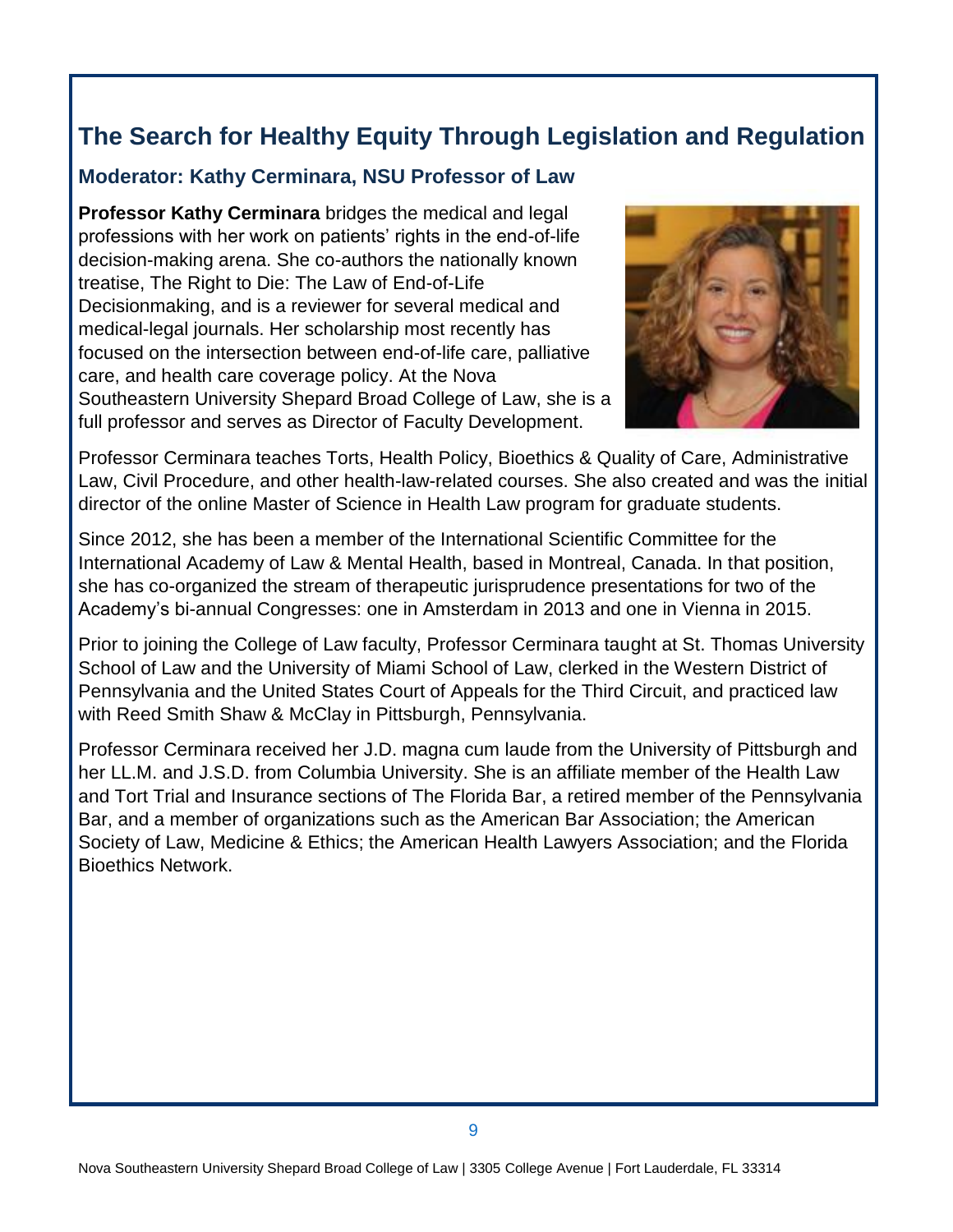## The Search for Healthy Equity Through Legislation and Regulation

### Moderator: Kathy Cerminara, NSU Professor of Law

**Professor Kathy Cerminara** bridges the medical and legal professions with her work on patients' rights in the end-of-life decision-making arena. She co-authors the nationally known treatise, The Right to Die: The Law of End-of-Life Decisionmaking, and is a reviewer for several medical and medical-legal journals. Her scholarship most recently has focused on the intersection between end-of-life care, palliative care, and health care coverage policy. At the Nova Southeastern University Shepard Broad College of Law, she is a full professor and serves as Director of Faculty Development.

Professor Cerminara teaches Torts, Health Policy, Bioethics & Quality of Care, Administrative Law, Civil Procedure, and other health-law-related courses. She also created and was the initial director of the online Master of Science in Health Law program for graduate students.

Since 2012, she has been a member of the International Scientific Committee for the International Academy of Law & Mental Health, based in Montreal, Canada. In that position, she has co-organized the stream of therapeutic jurisprudence presentations for two of the Academy's bi-annual Congresses: one in Amsterdam in 2013 and one in Vienna in 2015.

Prior to joining the College of Law faculty, Professor Cerminara taught at St. Thomas University School of Law and the University of Miami School of Law, clerked in the Western District of Pennsylvania and the United States Court of Appeals for the Third Circuit, and practiced law with Reed Smith Shaw & McClay in Pittsburgh, Pennsylvania.

Professor Cerminara received her J.D. magna cum laude from the University of Pittsburgh and her LL.M. and J.S.D. from Columbia University. She is an affiliate member of the Health Law and Tort Trial and Insurance sections of The Florida Bar, a retired member of the Pennsylvania Bar, and a member of organizations such as the American Bar Association; the American Society of Law, Medicine & Ethics; the American Health Lawyers Association; and the Florida Bioethics Network.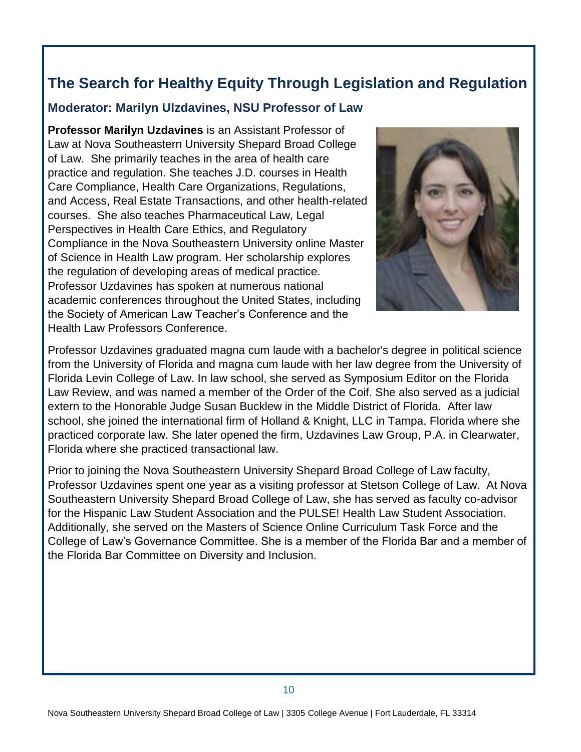## The Search for Healthy Equity Through Legislation and Regulation

### Moderator: Marilyn UIzdavines, NSU Professor of Law

**Professor Marilyn Uzdavines** is an Assistant Professor of Law at Nova Southeastern University Shepard Broad College of Law. She primarily teaches in the area of health care practice and regulation. She teaches J.D. courses in Health Care Compliance, Health Care Organizations, Regulations, and Access, Real Estate Transactions, and other health-related courses. She also teaches Pharmaceutical Law, Legal Perspectives in Health Care Ethics, and Regulatory Compliance in the Nova Southeastern University online Master of Science in Health Law program. Her scholarship explores the regulation of developing areas of medical practice. Professor Uzdavines has spoken at numerous national academic conferences throughout the United States, including the Society of American Law Teacher's Conference and the Health Law Professors Conference.

Professor Uzdavines graduated magna cum laude with a bachelor's degree in political science from the University of Florida and magna cum laude with her law degree from the University of Florida Levin College of Law. In law school, she served as Symposium Editor on the Florida Law Review, and was named a member of the Order of the Coif. She also served as a judicial extern to the Honorable Judge Susan Bucklew in the Middle District of Florida. After law school, she joined the international firm of Holland & Knight, LLC in Tampa, Florida where she practiced corporate law. She later opened the firm, Uzdavines Law Group, P.A. in Clearwater, Florida where she practiced transactional law.

Prior to joining the Nova Southeastern University Shepard Broad College of Law faculty, Professor Uzdavines spent one year as a visiting professor at Stetson College of Law. At Nova Southeastern University Shepard Broad College of Law, she has served as faculty co-advisor for the Hispanic Law Student Association and the PULSE! Health Law Student Association. Additionally, she served on the Masters of Science Online Curriculum Task Force and the College of Law's Governance Committee. She is a member of the Florida Bar and a member of the Florida Bar Committee on Diversity and Inclusion.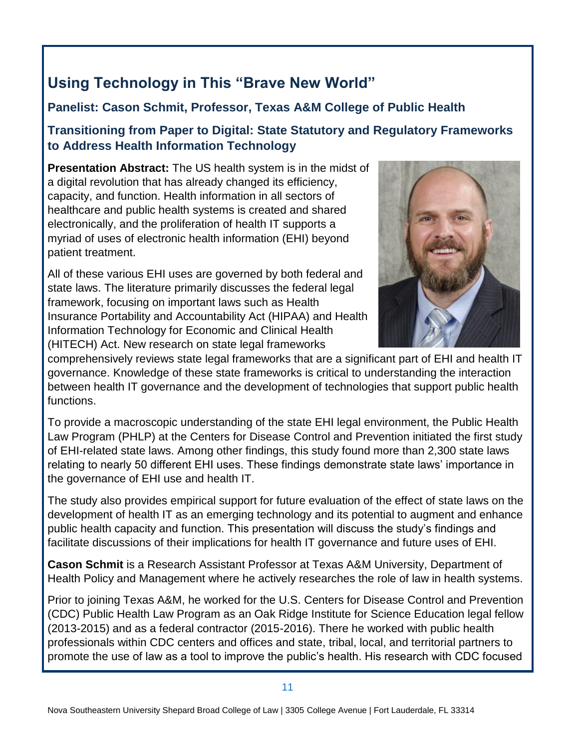## Using Technology in This "Brave New World"

### Panelist: Cason Schmit, Professor, Texas A&M College of Public Health

### Transitioning from Paper to Digital: State Statutory and Regulatory Frameworks to Address Health Information Technology

**Presentation Abstract:** The US health system is in the midst of a digital revolution that has already changed its efficiency, capacity, and function. Health information in all sectors of healthcare and public health systems is created and shared electronically, and the proliferation of health IT supports a myriad of uses of electronic health information (EHI) beyond patient treatment.

All of these various EHI uses are governed by both federal and state laws. The literature primarily discusses the federal legal framework, focusing on important laws such as Health Insurance Portability and Accountability Act (HIPAA) and Health Information Technology for Economic and Clinical Health (HITECH) Act. New research on state legal frameworks comprehensively reviews state legal frameworks that are a significant part of EHI and health IT governance. Knowledge of these state frameworks is critical to understanding the interaction between health IT governance and the development of technologies that support public health functions.

To provide a macroscopic understanding of the state EHI legal environment, the Public Health Law Program (PHLP) at the Centers for Disease Control and Prevention initiated the first study of EHI-related state laws. Among other findings, this study found more than 2,300 state laws relating to nearly 50 different EHI uses. These findings demonstrate state laws' importance in the governance of EHI use and health IT.

The study also provides empirical support for future evaluation of the effect of state laws on the development of health IT as an emerging technology and its potential to augment and enhance public health capacity and function. This presentation will discuss the study's findings and facilitate discussions of their implications for health IT governance and future uses of EHI.

**Cason Schmit** is a Research Assistant Professor at Texas A&M University, Department of Health Policy and Management where he actively researches the role of law in health systems.

Prior to joining Texas A&M, he worked for the U.S. Centers for Disease Control and Prevention (CDC) Public Health Law Program as an Oak Ridge Institute for Science Education legal fellow (2013-2015) and as a federal contractor (2015-2016). There he worked with public health professionals within CDC centers and offices and state, tribal, local, and territorial partners to promote the use of law as a tool to improve the public's health. His research with CDC focused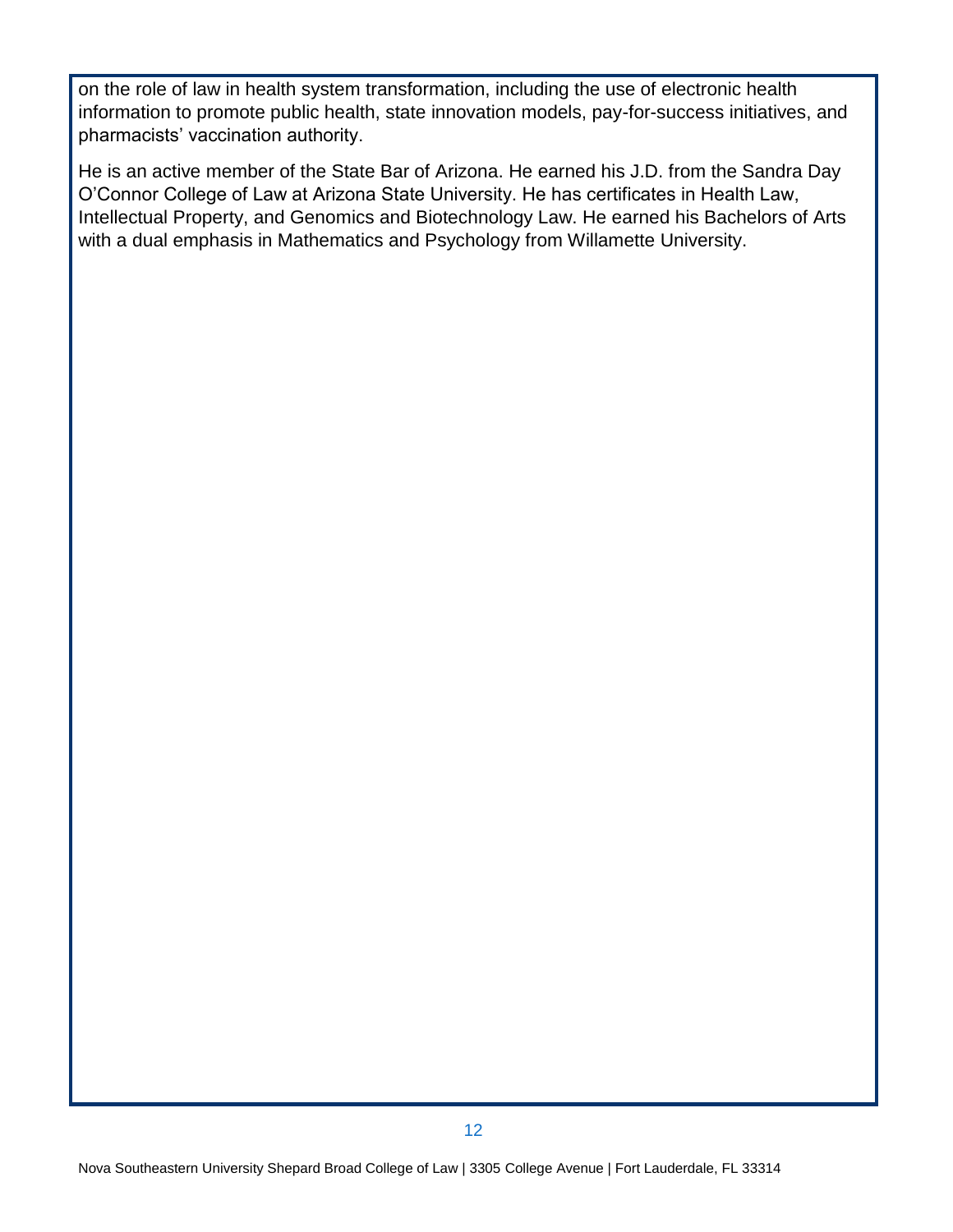on the role of law in health system transformation, including the use of electronic health information to promote public health, state innovation models, pay-for-success initiatives, and pharmacists' vaccination authority.

He is an active member of the State Bar of Arizona. He earned his J.D. from the Sandra Day O'Connor College of Law at Arizona State University. He has certificates in Health Law, Intellectual Property, and Genomics and Biotechnology Law. He earned his Bachelors of Arts with a dual emphasis in Mathematics and Psychology from Willamette University.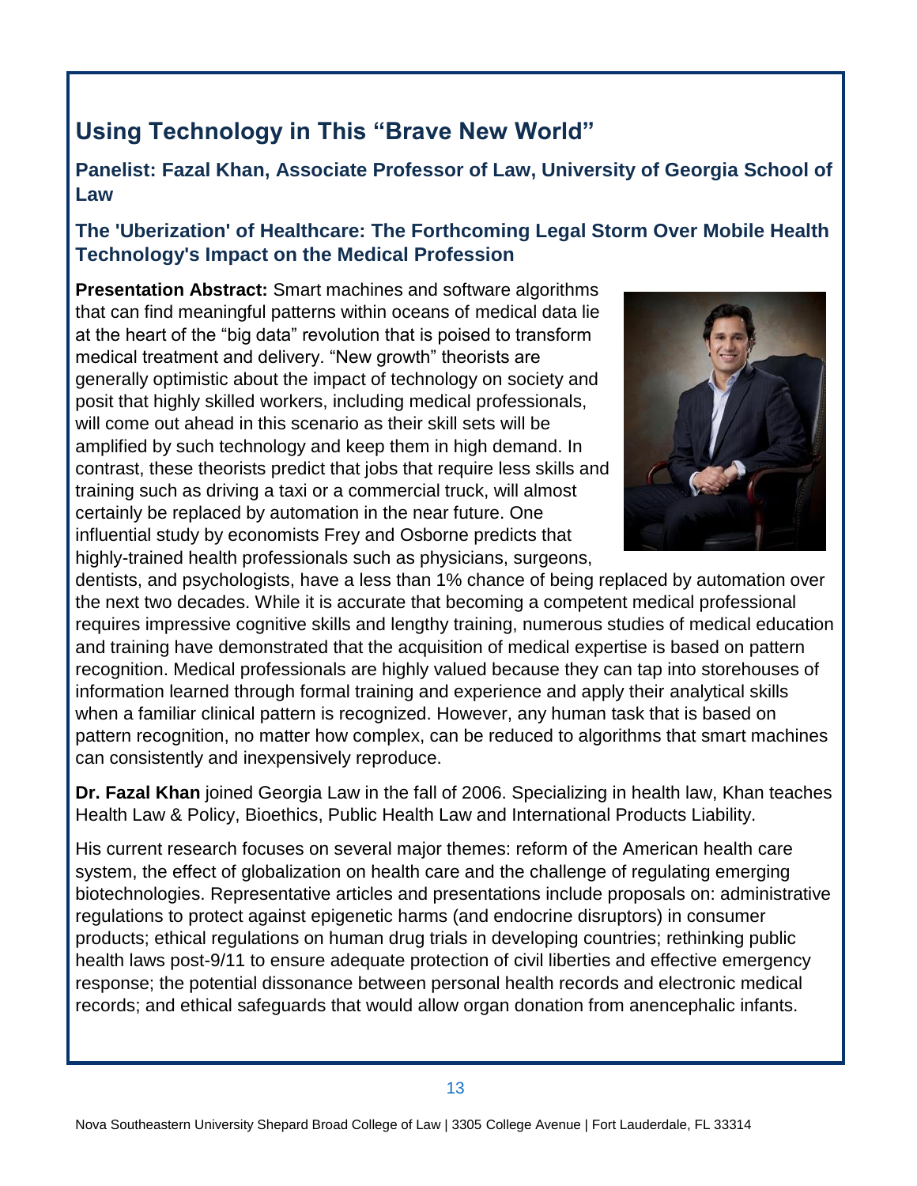## Using Technology in This "Brave New World"

### Panelist: Fazal Khan, Associate Professor of Law, University of Georgia School of Law

### The 'Uberization' of Healthcare: The Forthcoming Legal Storm Over Mobile Health Technology's Impact on the Medical Profession

**Presentation Abstract:** Smart machines and software algorithms that can find meaningful patterns within oceans of medical data lie at the heart of the "big data" revolution that is poised to transform medical treatment and delivery. "New growth" theorists are generally optimistic about the impact of technology on society and posit that highly skilled workers, including medical professionals, will come out ahead in this scenario as their skill sets will be amplified by such technology and keep them in high demand. In contrast, these theorists predict that jobs that require less skills and training such as driving a taxi or a commercial truck, will almost certainly be replaced by automation in the near future. One influential study by economists Frey and Osborne predicts that highly-trained health professionals such as physicians, surgeons, dentists, and psychologists, have a less than 1% chance of being replaced by automation over the next two decades. While it is accurate that becoming a competent medical professional requires impressive cognitive skills and lengthy training, numerous studies of medical education and training have demonstrated that the acquisition of medical expertise is based on pattern recognition. Medical professionals are highly valued because they can tap into storehouses of information learned through formal training and experience and apply their analytical skills when a familiar clinical pattern is recognized. However, any human task that is based on pattern recognition, no matter how complex, can be reduced to algorithms that smart machines can consistently and inexpensively reproduce.

**Dr. Fazal Khan** joined Georgia Law in the fall of 2006. Specializing in health law, Khan teaches Health Law & Policy, Bioethics, Public Health Law and International Products Liability.

His current research focuses on several major themes: reform of the American health care system, the effect of globalization on health care and the challenge of regulating emerging biotechnologies. Representative articles and presentations include proposals on: administrative regulations to protect against epigenetic harms (and endocrine disruptors) in consumer products; ethical regulations on human drug trials in developing countries; rethinking public health laws post-9/11 to ensure adequate protection of civil liberties and effective emergency response; the potential dissonance between personal health records and electronic medical records; and ethical safeguards that would allow organ donation from anencephalic infants.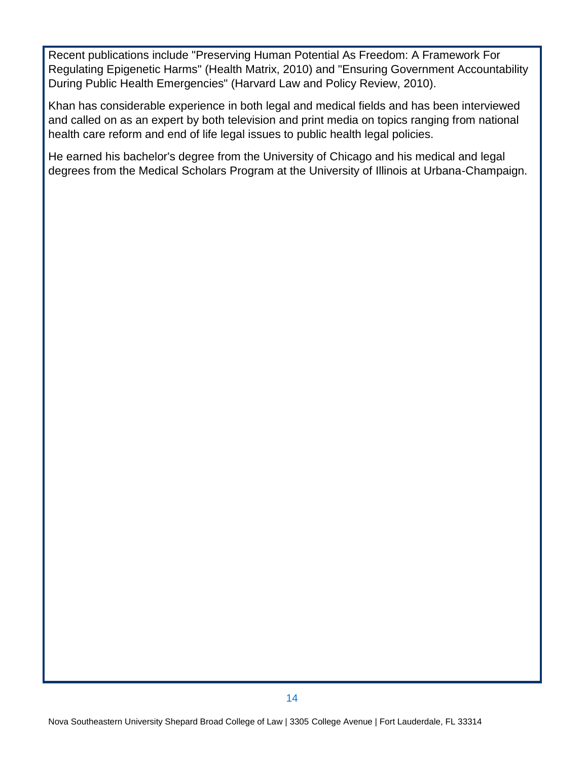Recent publications include "Preserving Human Potential As Freedom: A Framework For Regulating Epigenetic Harms" (Health Matrix, 2010) and "Ensuring Government Accountability During Public Health Emergencies" (Harvard Law and Policy Review, 2010).

Khan has considerable experience in both legal and medical fields and has been interviewed and called on as an expert by both television and print media on topics ranging from national health care reform and end of life legal issues to public health legal policies.

He earned his bachelor's degree from the University of Chicago and his medical and legal degrees from the Medical Scholars Program at the University of Illinois at Urbana-Champaign.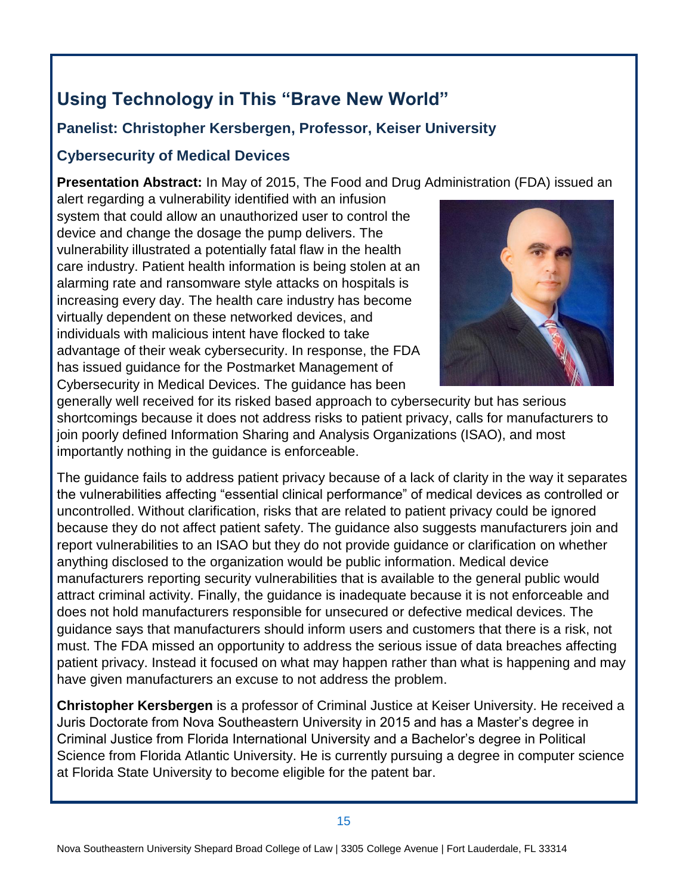## Using Technology in This "Brave New World"

### Panelist: Christopher Kersbergen, Professor, Keiser University

### Cybersecurity of Medical Devices

**Presentation Abstract:** In May of 2015, The Food and Drug Administration (FDA) issued an alert regarding a vulnerability identified with an infusion system that could allow an unauthorized user to control the device and change the dosage the pump delivers. The vulnerability illustrated a potentially fatal flaw in the health care industry. Patient health information is being stolen at an alarming rate and ransomware style attacks on hospitals is increasing every day. The health care industry has become virtually dependent on these networked devices, and individuals with malicious intent have flocked to take advantage of their weak cybersecurity. In response, the FDA has issued guidance for the Postmarket Management of Cybersecurity in Medical Devices. The guidance has been generally well received for its risked based approach to cybersecurity but has serious shortcomings because it does not address risks to patient privacy, calls for manufacturers to join poorly defined Information Sharing and Analysis Organizations (ISAO), and most importantly nothing in the guidance is enforceable.

The guidance fails to address patient privacy because of a lack of clarity in the way it separates the vulnerabilities affecting "essential clinical performance" of medical devices as controlled or uncontrolled. Without clarification, risks that are related to patient privacy could be ignored because they do not affect patient safety. The guidance also suggests manufacturers join and report vulnerabilities to an ISAO but they do not provide guidance or clarification on whether anything disclosed to the organization would be public information. Medical device manufacturers reporting security vulnerabilities that is available to the general public would attract criminal activity. Finally, the guidance is inadequate because it is not enforceable and does not hold manufacturers responsible for unsecured or defective medical devices. The guidance says that manufacturers should inform users and customers that there is a risk, not must. The FDA missed an opportunity to address the serious issue of data breaches affecting patient privacy. Instead it focused on what may happen rather than what is happening and may have given manufacturers an excuse to not address the problem.

**Christopher Kersbergen** is a professor of Criminal Justice at Keiser University. He received a Juris Doctorate from Nova Southeastern University in 2015 and has a Master's degree in Criminal Justice from Florida International University and a Bachelor's degree in Political Science from Florida Atlantic University. He is currently pursuing a degree in computer science at Florida State University to become eligible for the patent bar.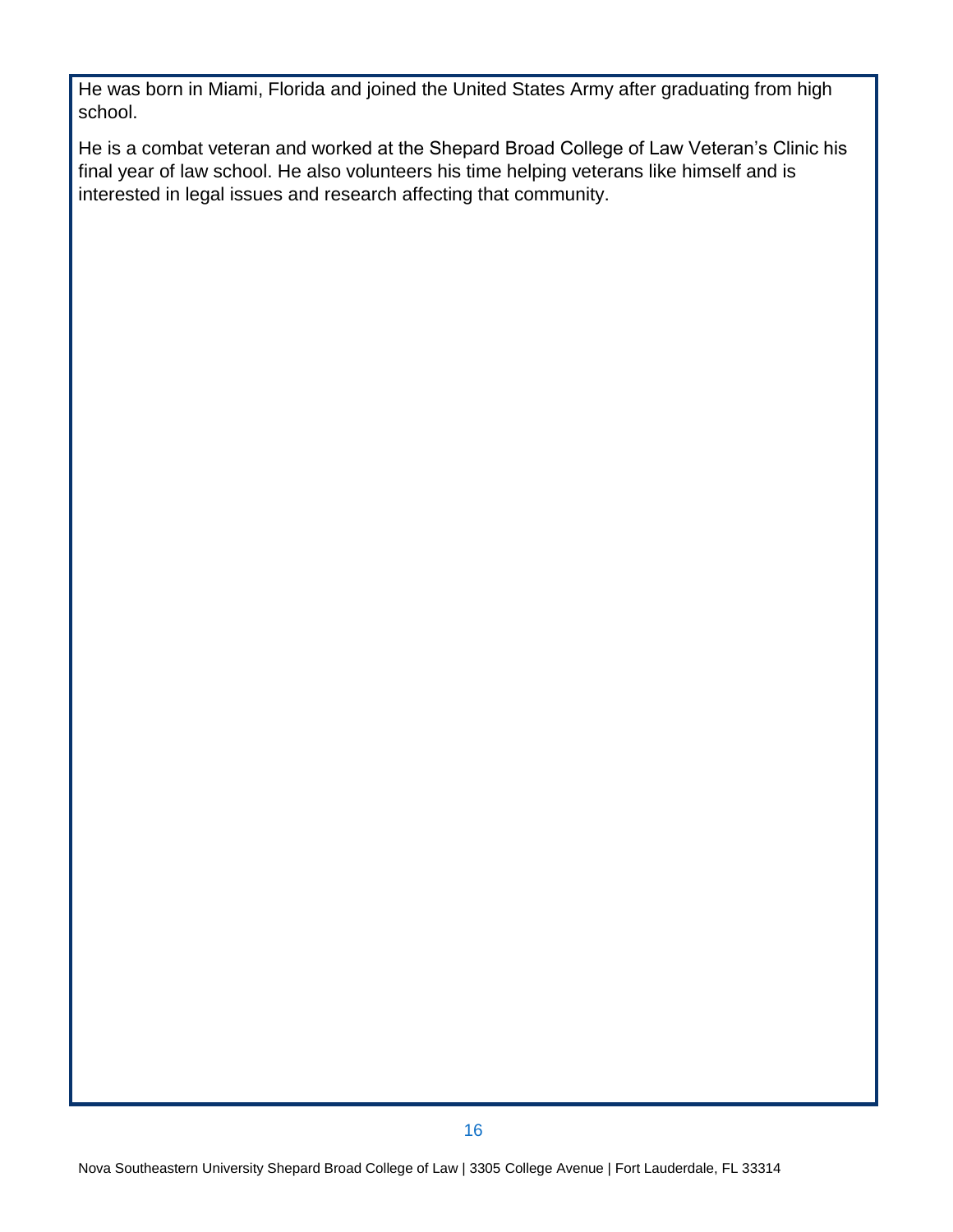He was born in Miami, Florida and joined the United States Army after graduating from high school.

He is a combat veteran and worked at the Shepard Broad College of Law Veteran's Clinic his final year of law school. He also volunteers his time helping veterans like himself and is interested in legal issues and research affecting that community.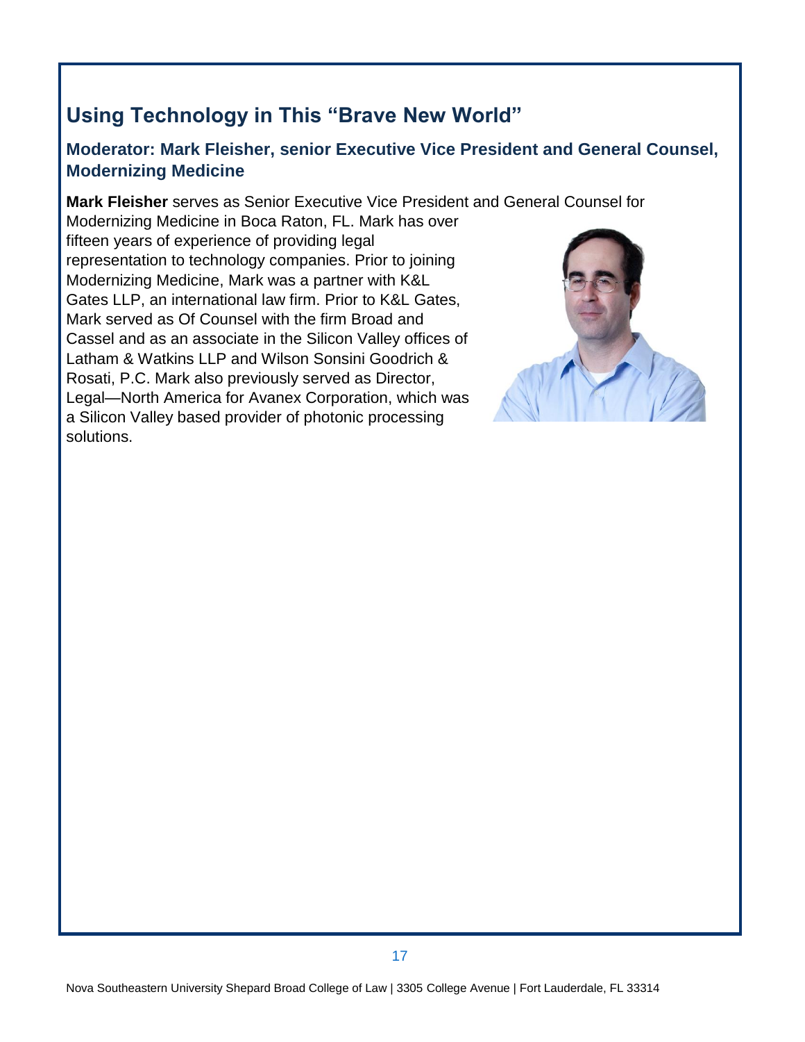## Using Technology in This "Brave New World"

### Moderator: Mark Fleisher, senior Executive Vice President and General Counsel, Modernizing Medicine

**Mark Fleisher** serves as Senior Executive Vice President and General Counsel for Modernizing Medicine in Boca Raton, FL. Mark has over fifteen years of experience of providing legal representation to technology companies. Prior to joining Modernizing Medicine, Mark was a partner with K&L Gates LLP, an international law firm. Prior to K&L Gates, Mark served as Of Counsel with the firm Broad and Cassel and as an associate in the Silicon Valley offices of Latham & Watkins LLP and Wilson Sonsini Goodrich & Rosati, P.C. Mark also previously served as Director, Legal—North America for Avanex Corporation, which was a Silicon Valley based provider of photonic processing solutions.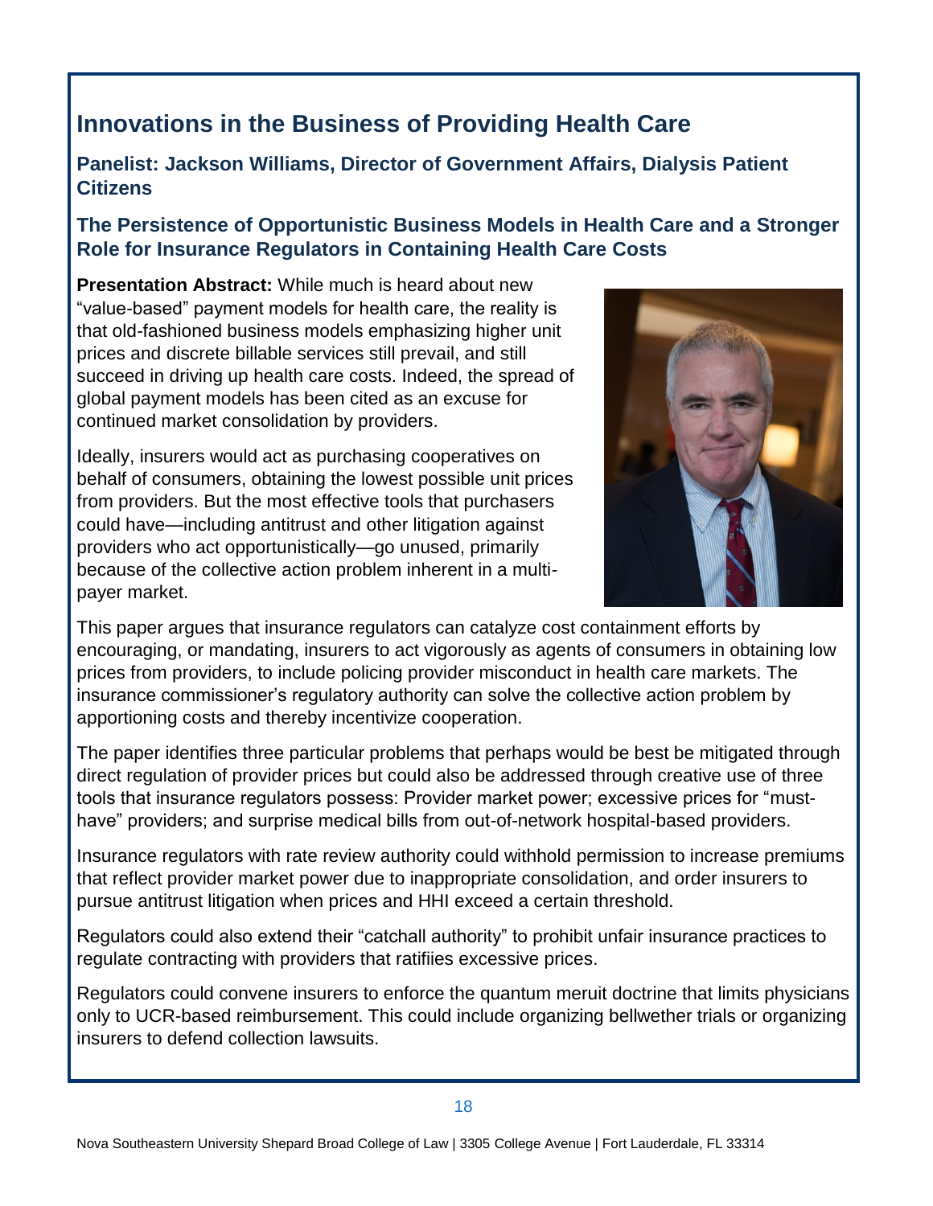## Innovations in the Business of Providing Health Care

### Panelist: Jackson Williams, Director of Government Affairs, Dialysis Patient Citizens

### The Persistence of Opportunistic Business Models in Health Care and a Stronger Role for Insurance Regulators in Containing Health Care Costs

**Presentation Abstract:** While much is heard about new "value-based" payment models for health care, the reality is that old-fashioned business models emphasizing higher unit prices and discrete billable services still prevail, and still succeed in driving up health care costs. Indeed, the spread of global payment models has been cited as an excuse for continued market consolidation by providers.

Ideally, insurers would act as purchasing cooperatives on behalf of consumers, obtaining the lowest possible unit prices from providers. But the most effective tools that purchasers could have—including antitrust and other litigation against providers who act opportunistically—go unused, primarily because of the collective action problem inherent in a multi-payer market.

This paper argues that insurance regulators can catalyze cost containment efforts by encouraging, or mandating, insurers to act vigorously as agents of consumers in obtaining low prices from providers, to include policing provider misconduct in health care markets. The insurance commissioner's regulatory authority can solve the collective action problem by apportioning costs and thereby incentivize cooperation.

The paper identifies three particular problems that perhaps would be best be mitigated through direct regulation of provider prices but could also be addressed through creative use of three tools that insurance regulators possess: Provider market power; excessive prices for "must-have" providers; and surprise medical bills from out-of-network hospital-based providers.

Insurance regulators with rate review authority could withhold permission to increase premiums that reflect provider market power due to inappropriate consolidation, and order insurers to pursue antitrust litigation when prices and HHI exceed a certain threshold.

Regulators could also extend their "catchall authority" to prohibit unfair insurance practices to regulate contracting with providers that ratifiies excessive prices.

Regulators could convene insurers to enforce the quantum meruit doctrine that limits physicians only to UCR-based reimbursement. This could include organizing bellwether trials or organizing insurers to defend collection lawsuits.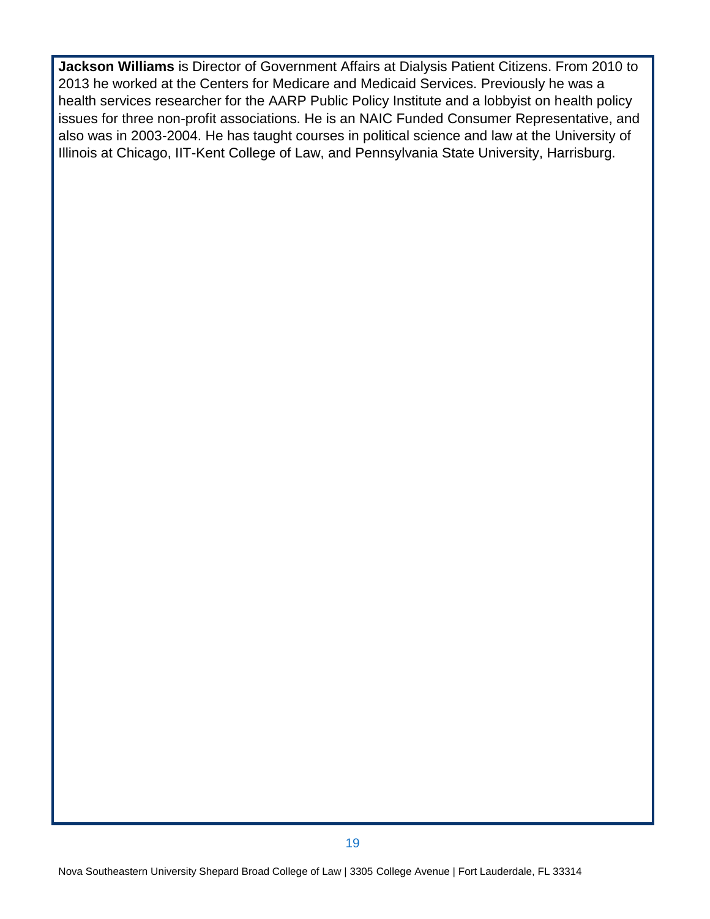**Jackson Williams** is Director of Government Affairs at Dialysis Patient Citizens. From 2010 to 2013 he worked at the Centers for Medicare and Medicaid Services. Previously he was a health services researcher for the AARP Public Policy Institute and a lobbyist on health policy issues for three non-profit associations. He is an NAIC Funded Consumer Representative, and also was in 2003-2004. He has taught courses in political science and law at the University of Illinois at Chicago, IIT-Kent College of Law, and Pennsylvania State University, Harrisburg.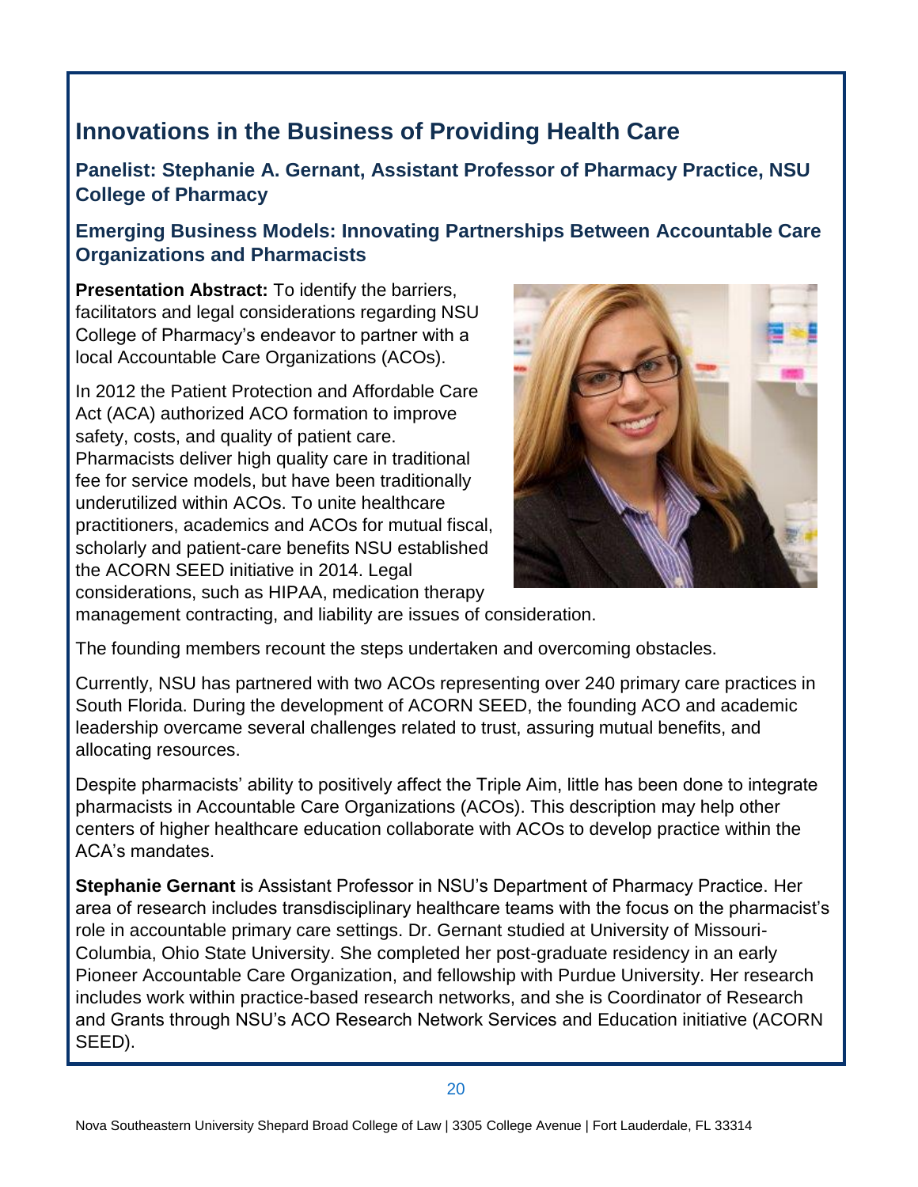## Innovations in the Business of Providing Health Care

### Panelist: Stephanie A. Gernant, Assistant Professor of Pharmacy Practice, NSU College of Pharmacy

### Emerging Business Models: Innovating Partnerships Between Accountable Care Organizations and Pharmacists

**Presentation Abstract:** To identify the barriers, facilitators and legal considerations regarding NSU College of Pharmacy's endeavor to partner with a local Accountable Care Organizations (ACOs).

In 2012 the Patient Protection and Affordable Care Act (ACA) authorized ACO formation to improve safety, costs, and quality of patient care. Pharmacists deliver high quality care in traditional fee for service models, but have been traditionally underutilized within ACOs. To unite healthcare practitioners, academics and ACOs for mutual fiscal, scholarly and patient-care benefits NSU established the ACORN SEED initiative in 2014. Legal considerations, such as HIPAA, medication therapy management contracting, and liability are issues of consideration.

The founding members recount the steps undertaken and overcoming obstacles.

Currently, NSU has partnered with two ACOs representing over 240 primary care practices in South Florida. During the development of ACORN SEED, the founding ACO and academic leadership overcame several challenges related to trust, assuring mutual benefits, and allocating resources.

Despite pharmacists' ability to positively affect the Triple Aim, little has been done to integrate pharmacists in Accountable Care Organizations (ACOs). This description may help other centers of higher healthcare education collaborate with ACOs to develop practice within the ACA's mandates.

**Stephanie Gernant** is Assistant Professor in NSU's Department of Pharmacy Practice. Her area of research includes transdisciplinary healthcare teams with the focus on the pharmacist's role in accountable primary care settings. Dr. Gernant studied at University of Missouri-Columbia, Ohio State University. She completed her post-graduate residency in an early Pioneer Accountable Care Organization, and fellowship with Purdue University. Her research includes work within practice-based research networks, and she is Coordinator of Research and Grants through NSU's ACO Research Network Services and Education initiative (ACORN SEED).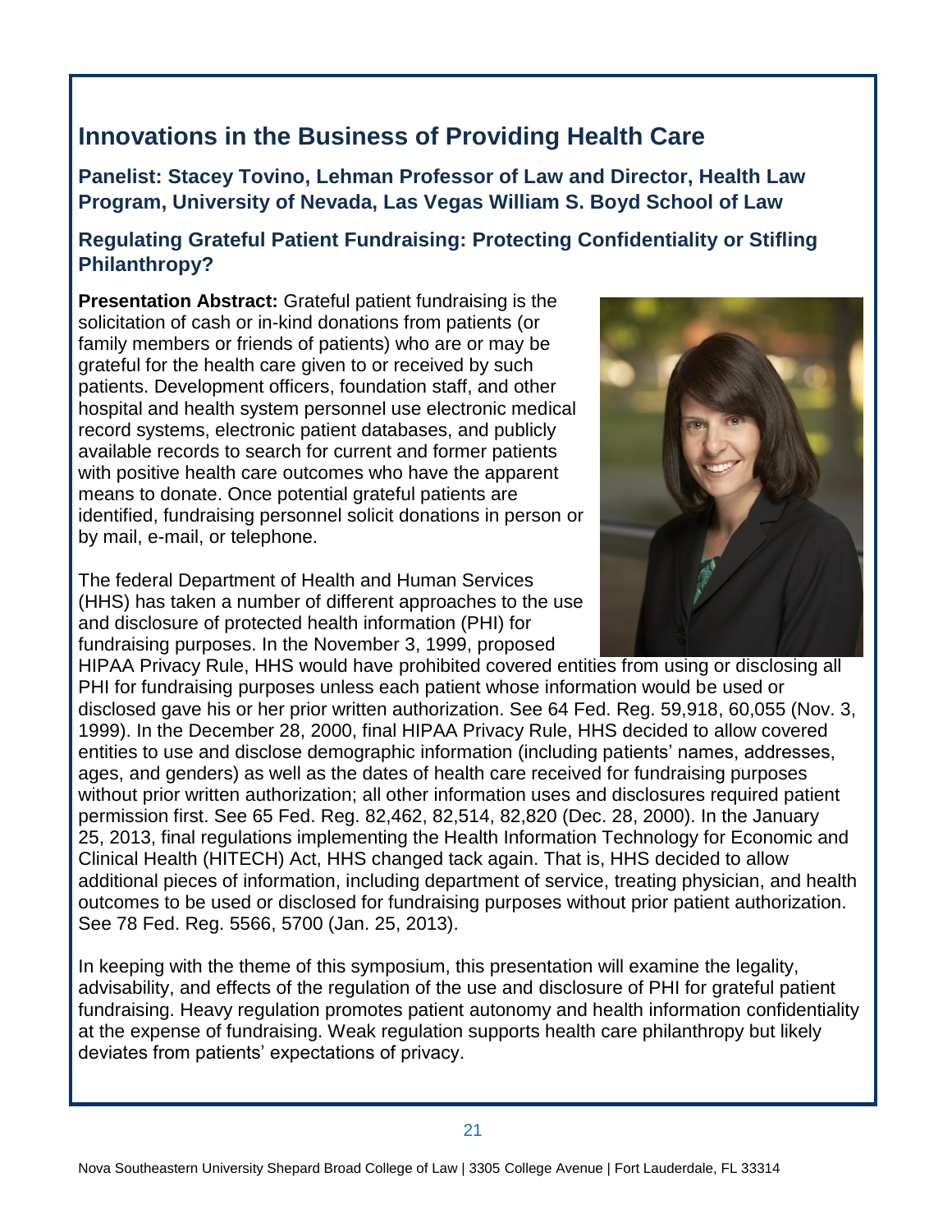## Innovations in the Business of Providing Health Care

### Panelist: Stacey Tovino, Lehman Professor of Law and Director, Health Law Program, University of Nevada, Las Vegas William S. Boyd School of Law

### Regulating Grateful Patient Fundraising: Protecting Confidentiality or Stifling Philanthropy?

**Presentation Abstract:** Grateful patient fundraising is the solicitation of cash or in-kind donations from patients (or family members or friends of patients) who are or may be grateful for the health care given to or received by such patients. Development officers, foundation staff, and other hospital and health system personnel use electronic medical record systems, electronic patient databases, and publicly available records to search for current and former patients with positive health care outcomes who have the apparent means to donate. Once potential grateful patients are identified, fundraising personnel solicit donations in person or by mail, e-mail, or telephone.

The federal Department of Health and Human Services (HHS) has taken a number of different approaches to the use and disclosure of protected health information (PHI) for fundraising purposes. In the November 3, 1999, proposed HIPAA Privacy Rule, HHS would have prohibited covered entities from using or disclosing all PHI for fundraising purposes unless each patient whose information would be used or disclosed gave his or her prior written authorization. See 64 Fed. Reg. 59,918, 60,055 (Nov. 3, 1999). In the December 28, 2000, final HIPAA Privacy Rule, HHS decided to allow covered entities to use and disclose demographic information (including patients' names, addresses, ages, and genders) as well as the dates of health care received for fundraising purposes without prior written authorization; all other information uses and disclosures required patient permission first. See 65 Fed. Reg. 82,462, 82,514, 82,820 (Dec. 28, 2000). In the January 25, 2013, final regulations implementing the Health Information Technology for Economic and Clinical Health (HITECH) Act, HHS changed tack again. That is, HHS decided to allow additional pieces of information, including department of service, treating physician, and health outcomes to be used or disclosed for fundraising purposes without prior patient authorization. See 78 Fed. Reg. 5566, 5700 (Jan. 25, 2013).

In keeping with the theme of this symposium, this presentation will examine the legality, advisability, and effects of the regulation of the use and disclosure of PHI for grateful patient fundraising. Heavy regulation promotes patient autonomy and health information confidentiality at the expense of fundraising. Weak regulation supports health care philanthropy but likely deviates from patients' expectations of privacy.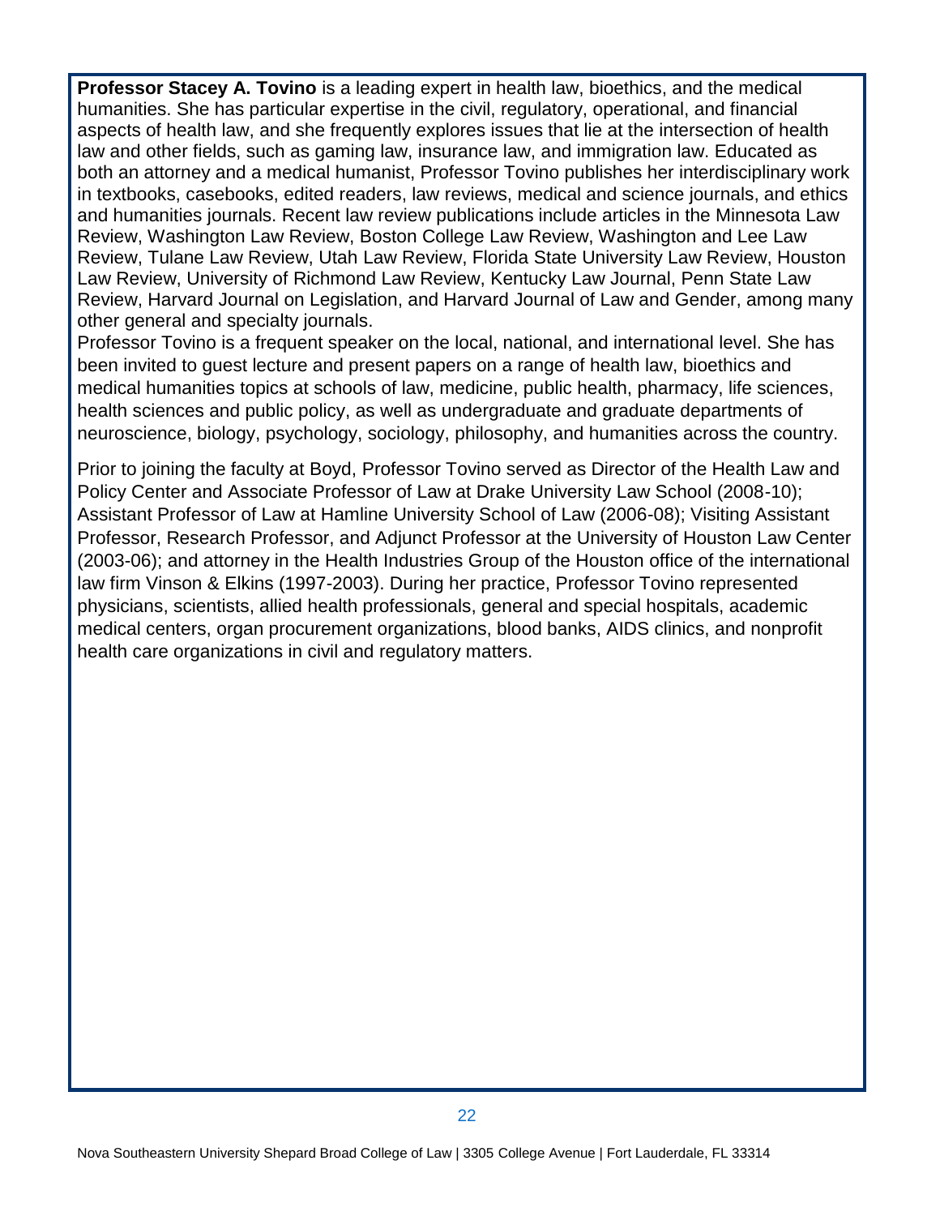**Professor Stacey A. Tovino** is a leading expert in health law, bioethics, and the medical humanities. She has particular expertise in the civil, regulatory, operational, and financial aspects of health law, and she frequently explores issues that lie at the intersection of health law and other fields, such as gaming law, insurance law, and immigration law. Educated as both an attorney and a medical humanist, Professor Tovino publishes her interdisciplinary work in textbooks, casebooks, edited readers, law reviews, medical and science journals, and ethics and humanities journals. Recent law review publications include articles in the Minnesota Law Review, Washington Law Review, Boston College Law Review, Washington and Lee Law Review, Tulane Law Review, Utah Law Review, Florida State University Law Review, Houston Law Review, University of Richmond Law Review, Kentucky Law Journal, Penn State Law Review, Harvard Journal on Legislation, and Harvard Journal of Law and Gender, among many other general and specialty journals.

Professor Tovino is a frequent speaker on the local, national, and international level. She has been invited to guest lecture and present papers on a range of health law, bioethics and medical humanities topics at schools of law, medicine, public health, pharmacy, life sciences, health sciences and public policy, as well as undergraduate and graduate departments of neuroscience, biology, psychology, sociology, philosophy, and humanities across the country.

Prior to joining the faculty at Boyd, Professor Tovino served as Director of the Health Law and Policy Center and Associate Professor of Law at Drake University Law School (2008-10); Assistant Professor of Law at Hamline University School of Law (2006-08); Visiting Assistant Professor, Research Professor, and Adjunct Professor at the University of Houston Law Center (2003-06); and attorney in the Health Industries Group of the Houston office of the international law firm Vinson & Elkins (1997-2003). During her practice, Professor Tovino represented physicians, scientists, allied health professionals, general and special hospitals, academic medical centers, organ procurement organizations, blood banks, AIDS clinics, and nonprofit health care organizations in civil and regulatory matters.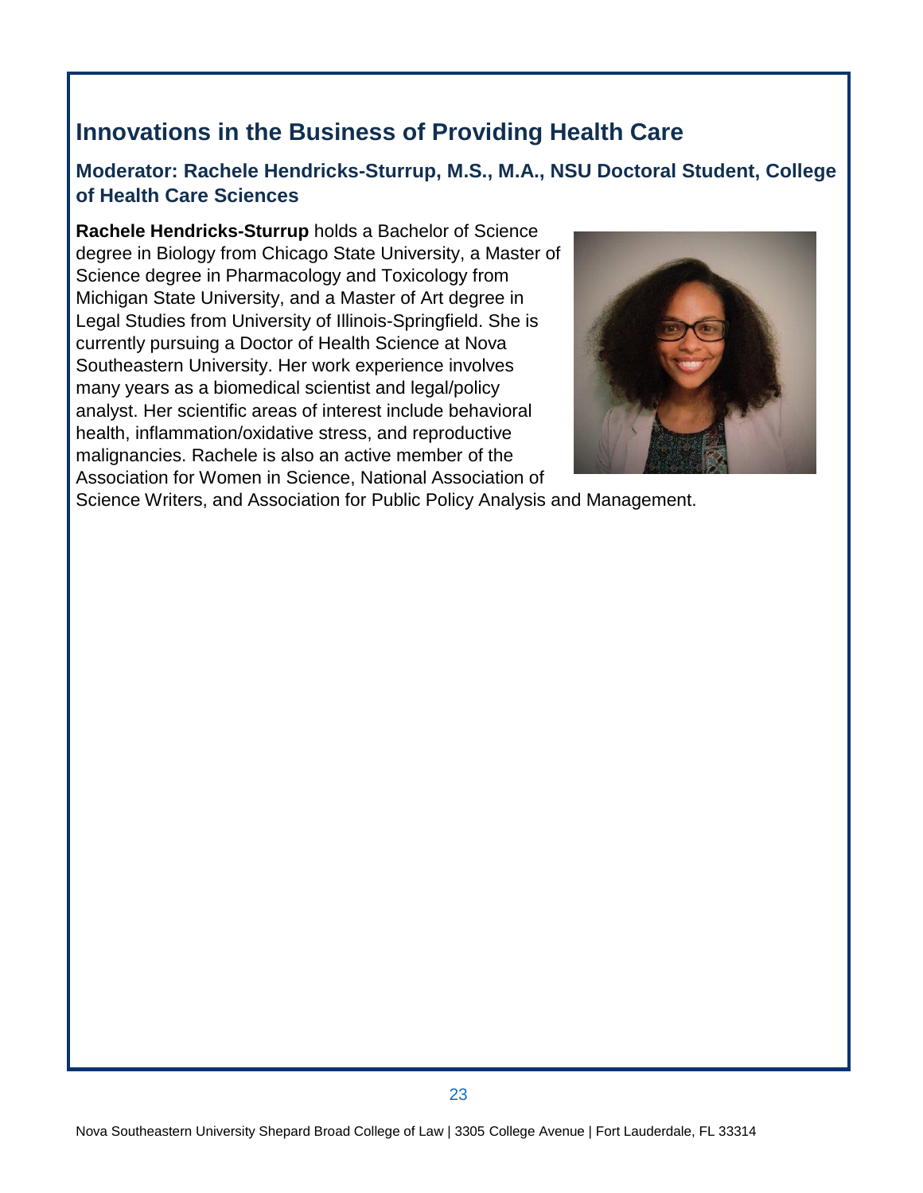## Innovations in the Business of Providing Health Care

### Moderator: Rachele Hendricks-Sturrup, M.S., M.A., NSU Doctoral Student, College of Health Care Sciences

**Rachele Hendricks-Sturrup** holds a Bachelor of Science degree in Biology from Chicago State University, a Master of Science degree in Pharmacology and Toxicology from Michigan State University, and a Master of Art degree in Legal Studies from University of Illinois-Springfield. She is currently pursuing a Doctor of Health Science at Nova Southeastern University. Her work experience involves many years as a biomedical scientist and legal/policy analyst. Her scientific areas of interest include behavioral health, inflammation/oxidative stress, and reproductive malignancies. Rachele is also an active member of the Association for Women in Science, National Association of Science Writers, and Association for Public Policy Analysis and Management.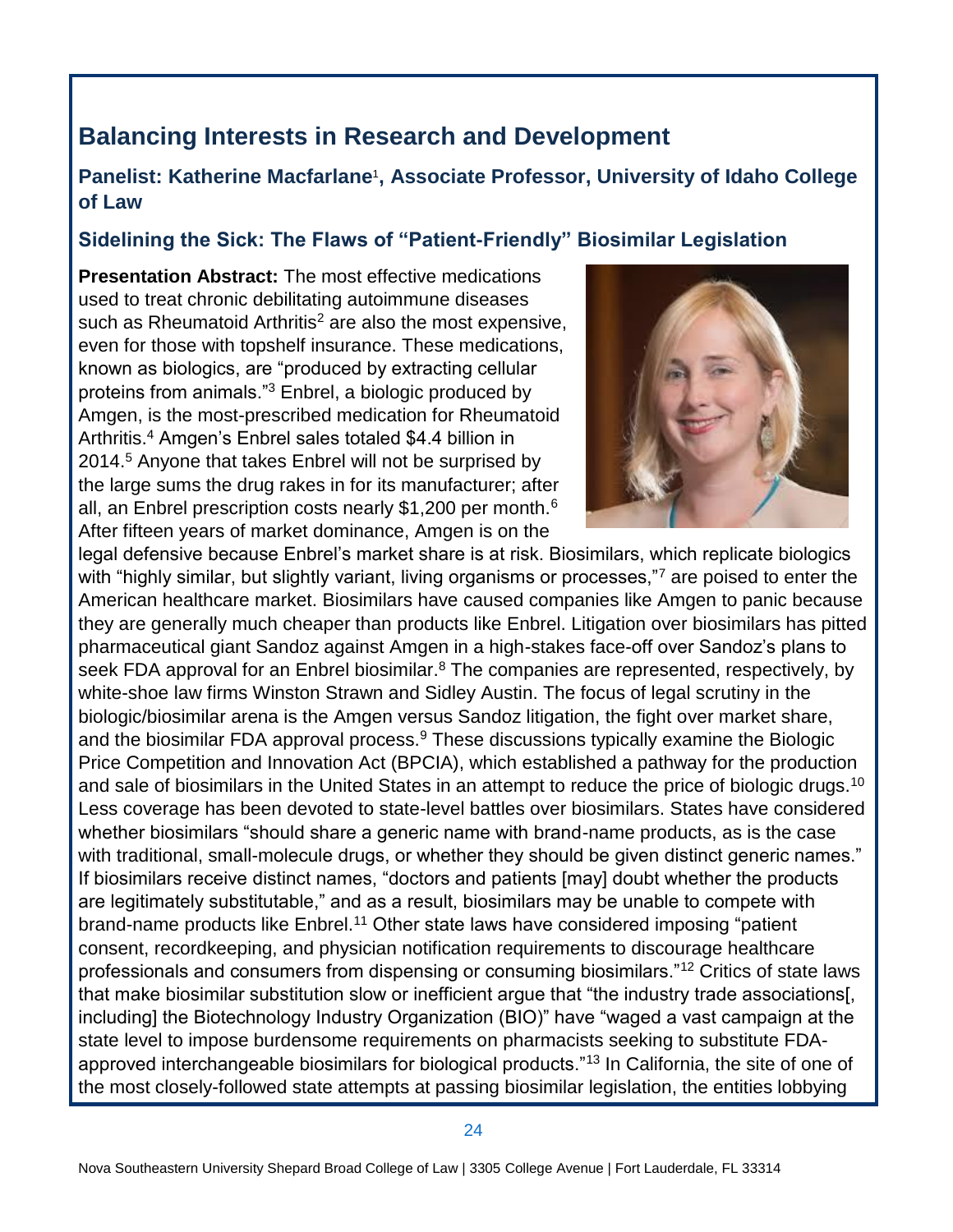## Balancing Interests in Research and Development

### Panelist: Katherine Macfarlane[1], Associate Professor, University of Idaho College of Law

### Sidelining the Sick: The Flaws of "Patient-Friendly" Biosimilar Legislation

**Presentation Abstract:** The most effective medications used to treat chronic debilitating autoimmune diseases such as Rheumatoid Arthritis[2] are also the most expensive, even for those with topshelf insurance. These medications, known as biologics, are "produced by extracting cellular proteins from animals."[3] Enbrel, a biologic produced by Amgen, is the most-prescribed medication for Rheumatoid Arthritis.[4] Amgen's Enbrel sales totaled $4.4 billion in 2014.[5] Anyone that takes Enbrel will not be surprised by the large sums the drug rakes in for its manufacturer; after all, an Enbrel prescription costs nearly $1,200 per month.[6] After fifteen years of market dominance, Amgen is on the legal defensive because Enbrel's market share is at risk. Biosimilars, which replicate biologics with "highly similar, but slightly variant, living organisms or processes,"[7] are poised to enter the American healthcare market. Biosimilars have caused companies like Amgen to panic because they are generally much cheaper than products like Enbrel. Litigation over biosimilars has pitted pharmaceutical giant Sandoz against Amgen in a high-stakes face-off over Sandoz's plans to seek FDA approval for an Enbrel biosimilar.[8] The companies are represented, respectively, by white-shoe law firms Winston Strawn and Sidley Austin. The focus of legal scrutiny in the biologic/biosimilar arena is the Amgen versus Sandoz litigation, the fight over market share, and the biosimilar FDA approval process.[9] These discussions typically examine the Biologic Price Competition and Innovation Act (BPCIA), which established a pathway for the production and sale of biosimilars in the United States in an attempt to reduce the price of biologic drugs.[10] Less coverage has been devoted to state-level battles over biosimilars. States have considered whether biosimilars "should share a generic name with brand-name products, as is the case with traditional, small-molecule drugs, or whether they should be given distinct generic names." If biosimilars receive distinct names, "doctors and patients [may] doubt whether the products are legitimately substitutable," and as a result, biosimilars may be unable to compete with brand-name products like Enbrel.[11] Other state laws have considered imposing "patient consent, recordkeeping, and physician notification requirements to discourage healthcare professionals and consumers from dispensing or consuming biosimilars."[12] Critics of state laws that make biosimilar substitution slow or inefficient argue that "the industry trade associations[, including] the Biotechnology Industry Organization (BIO)" have "waged a vast campaign at the state level to impose burdensome requirements on pharmacists seeking to substitute FDA-approved interchangeable biosimilars for biological products."[13] In California, the site of one of the most closely-followed state attempts at passing biosimilar legislation, the entities lobbying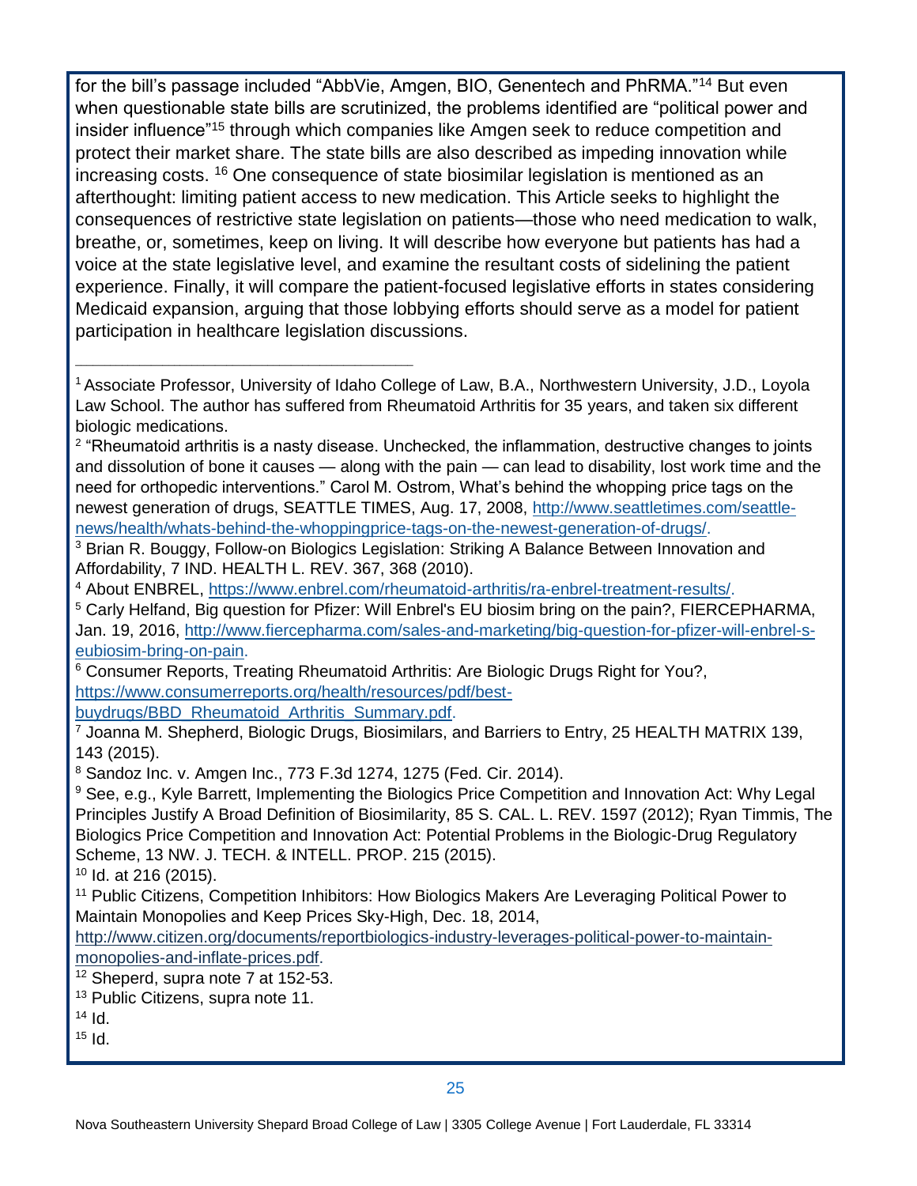for the bill's passage included "AbbVie, Amgen, BIO, Genentech and PhRMA."[14] But even when questionable state bills are scrutinized, the problems identified are "political power and insider influence"[15] through which companies like Amgen seek to reduce competition and protect their market share. The state bills are also described as impeding innovation while increasing costs. [16] One consequence of state biosimilar legislation is mentioned as an afterthought: limiting patient access to new medication. This Article seeks to highlight the consequences of restrictive state legislation on patients—those who need medication to walk, breathe, or, sometimes, keep on living. It will describe how everyone but patients has had a voice at the state legislative level, and examine the resultant costs of sidelining the patient experience. Finally, it will compare the patient-focused legislative efforts in states considering Medicaid expansion, arguing that those lobbying efforts should serve as a model for patient participation in healthcare legislation discussions.

---

[1] Associate Professor, University of Idaho College of Law, B.A., Northwestern University, J.D., Loyola Law School. The author has suffered from Rheumatoid Arthritis for 35 years, and taken six different biologic medications.

[2] "Rheumatoid arthritis is a nasty disease. Unchecked, the inflammation, destructive changes to joints and dissolution of bone it causes — along with the pain — can lead to disability, lost work time and the need for orthopedic interventions." Carol M. Ostrom, What's behind the whopping price tags on the newest generation of drugs, SEATTLE TIMES, Aug. 17, 2008, http://www.seattletimes.com/seattle-news/health/whats-behind-the-whoppingprice-tags-on-the-newest-generation-of-drugs/.

[3] Brian R. Bouggy, Follow-on Biologics Legislation: Striking A Balance Between Innovation and Affordability, 7 IND. HEALTH L. REV. 367, 368 (2010).

[4] About ENBREL, https://www.enbrel.com/rheumatoid-arthritis/ra-enbrel-treatment-results/.

[5] Carly Helfand, Big question for Pfizer: Will Enbrel's EU biosim bring on the pain?, FIERCEPHARMA, Jan. 19, 2016, http://www.fiercepharma.com/sales-and-marketing/big-question-for-pfizer-will-enbrel-s-eubiosim-bring-on-pain.

[6] Consumer Reports, Treating Rheumatoid Arthritis: Are Biologic Drugs Right for You?, https://www.consumerreports.org/health/resources/pdf/best-buydrugs/BBD_Rheumatoid_Arthritis_Summary.pdf.

[7] Joanna M. Shepherd, Biologic Drugs, Biosimilars, and Barriers to Entry, 25 HEALTH MATRIX 139, 143 (2015).

[8] Sandoz Inc. v. Amgen Inc., 773 F.3d 1274, 1275 (Fed. Cir. 2014).

[9] See, e.g., Kyle Barrett, Implementing the Biologics Price Competition and Innovation Act: Why Legal Principles Justify A Broad Definition of Biosimilarity, 85 S. CAL. L. REV. 1597 (2012); Ryan Timmis, The Biologics Price Competition and Innovation Act: Potential Problems in the Biologic-Drug Regulatory Scheme, 13 NW. J. TECH. & INTELL. PROP. 215 (2015).

[10] Id. at 216 (2015).

[11] Public Citizens, Competition Inhibitors: How Biologics Makers Are Leveraging Political Power to Maintain Monopolies and Keep Prices Sky-High, Dec. 18, 2014, http://www.citizen.org/documents/reportbiologics-industry-leverages-political-power-to-maintain-monopolies-and-inflate-prices.pdf.

[12] Sheperd, supra note 7 at 152-53.

[13] Public Citizens, supra note 11.

[14] Id.

[15] Id.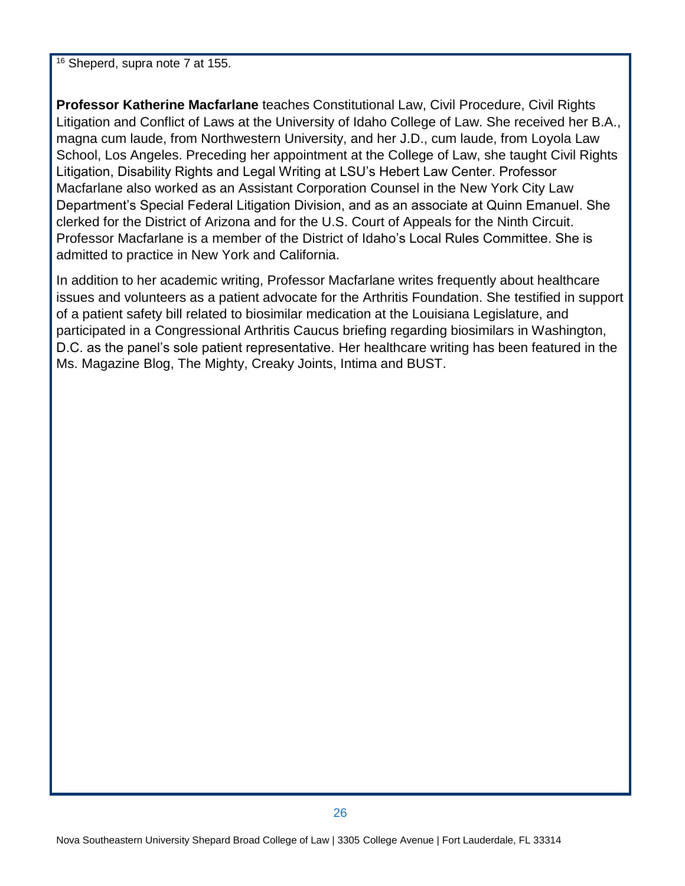[16] Sheperd, supra note 7 at 155.

**Professor Katherine Macfarlane** teaches Constitutional Law, Civil Procedure, Civil Rights Litigation and Conflict of Laws at the University of Idaho College of Law. She received her B.A., magna cum laude, from Northwestern University, and her J.D., cum laude, from Loyola Law School, Los Angeles. Preceding her appointment at the College of Law, she taught Civil Rights Litigation, Disability Rights and Legal Writing at LSU's Hebert Law Center. Professor Macfarlane also worked as an Assistant Corporation Counsel in the New York City Law Department's Special Federal Litigation Division, and as an associate at Quinn Emanuel. She clerked for the District of Arizona and for the U.S. Court of Appeals for the Ninth Circuit. Professor Macfarlane is a member of the District of Idaho's Local Rules Committee. She is admitted to practice in New York and California.

In addition to her academic writing, Professor Macfarlane writes frequently about healthcare issues and volunteers as a patient advocate for the Arthritis Foundation. She testified in support of a patient safety bill related to biosimilar medication at the Louisiana Legislature, and participated in a Congressional Arthritis Caucus briefing regarding biosimilars in Washington, D.C. as the panel's sole patient representative. Her healthcare writing has been featured in the Ms. Magazine Blog, The Mighty, Creaky Joints, Intima and BUST.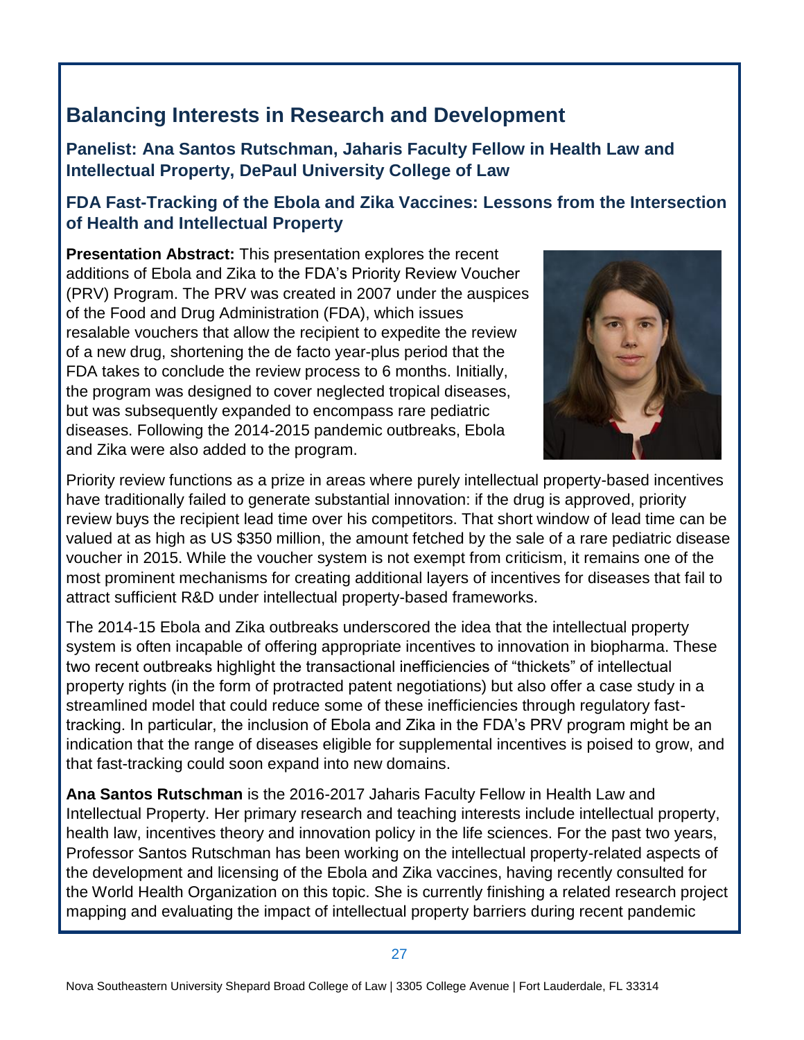## Balancing Interests in Research and Development

### Panelist: Ana Santos Rutschman, Jaharis Faculty Fellow in Health Law and Intellectual Property, DePaul University College of Law

### FDA Fast-Tracking of the Ebola and Zika Vaccines: Lessons from the Intersection of Health and Intellectual Property

**Presentation Abstract:** This presentation explores the recent additions of Ebola and Zika to the FDA's Priority Review Voucher (PRV) Program. The PRV was created in 2007 under the auspices of the Food and Drug Administration (FDA), which issues resalable vouchers that allow the recipient to expedite the review of a new drug, shortening the de facto year-plus period that the FDA takes to conclude the review process to 6 months. Initially, the program was designed to cover neglected tropical diseases, but was subsequently expanded to encompass rare pediatric diseases. Following the 2014-2015 pandemic outbreaks, Ebola and Zika were also added to the program.

Priority review functions as a prize in areas where purely intellectual property-based incentives have traditionally failed to generate substantial innovation: if the drug is approved, priority review buys the recipient lead time over his competitors. That short window of lead time can be valued at as high as US $350 million, the amount fetched by the sale of a rare pediatric disease voucher in 2015. While the voucher system is not exempt from criticism, it remains one of the most prominent mechanisms for creating additional layers of incentives for diseases that fail to attract sufficient R&D under intellectual property-based frameworks.

The 2014-15 Ebola and Zika outbreaks underscored the idea that the intellectual property system is often incapable of offering appropriate incentives to innovation in biopharma. These two recent outbreaks highlight the transactional inefficiencies of "thickets" of intellectual property rights (in the form of protracted patent negotiations) but also offer a case study in a streamlined model that could reduce some of these inefficiencies through regulatory fast-tracking. In particular, the inclusion of Ebola and Zika in the FDA's PRV program might be an indication that the range of diseases eligible for supplemental incentives is poised to grow, and that fast-tracking could soon expand into new domains.

**Ana Santos Rutschman** is the 2016-2017 Jaharis Faculty Fellow in Health Law and Intellectual Property. Her primary research and teaching interests include intellectual property, health law, incentives theory and innovation policy in the life sciences. For the past two years, Professor Santos Rutschman has been working on the intellectual property-related aspects of the development and licensing of the Ebola and Zika vaccines, having recently consulted for the World Health Organization on this topic. She is currently finishing a related research project mapping and evaluating the impact of intellectual property barriers during recent pandemic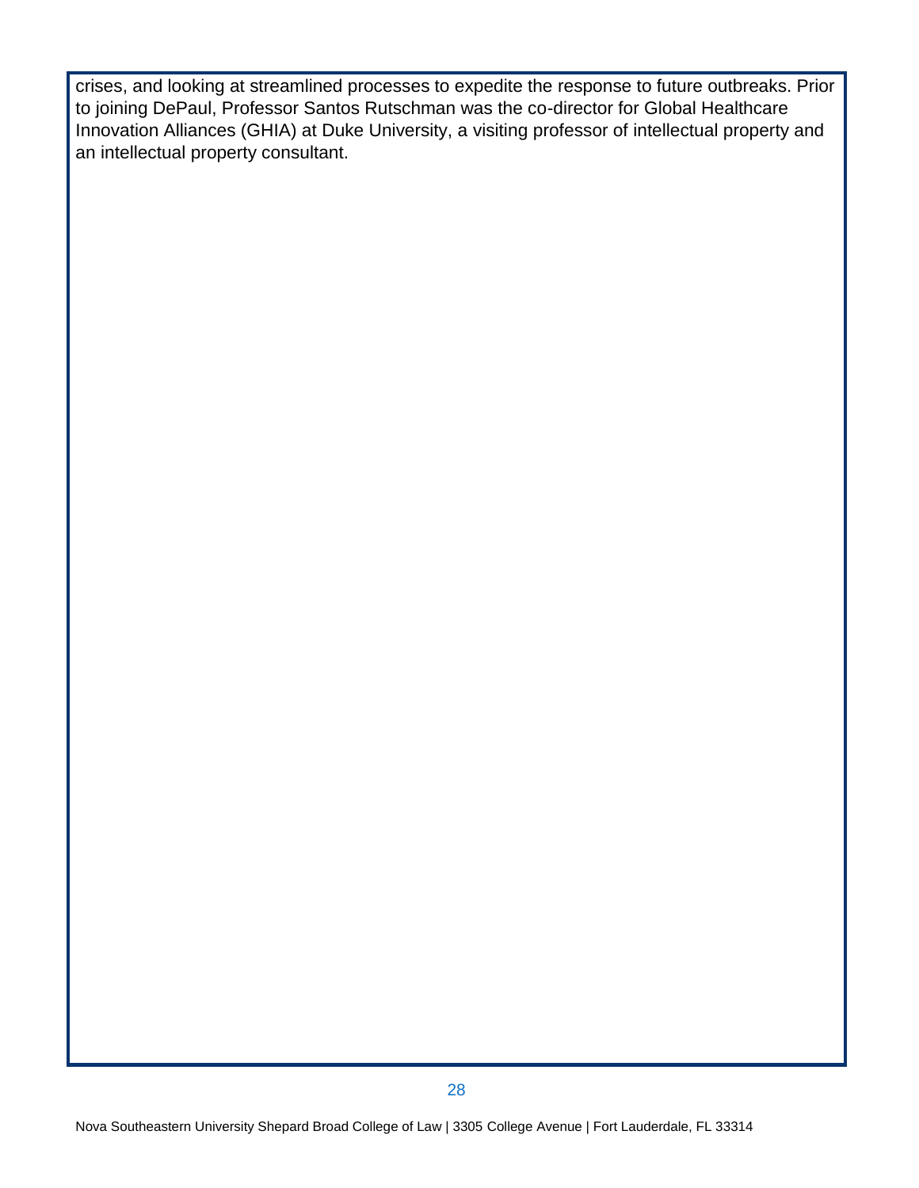crises, and looking at streamlined processes to expedite the response to future outbreaks. Prior to joining DePaul, Professor Santos Rutschman was the co-director for Global Healthcare Innovation Alliances (GHIA) at Duke University, a visiting professor of intellectual property and an intellectual property consultant.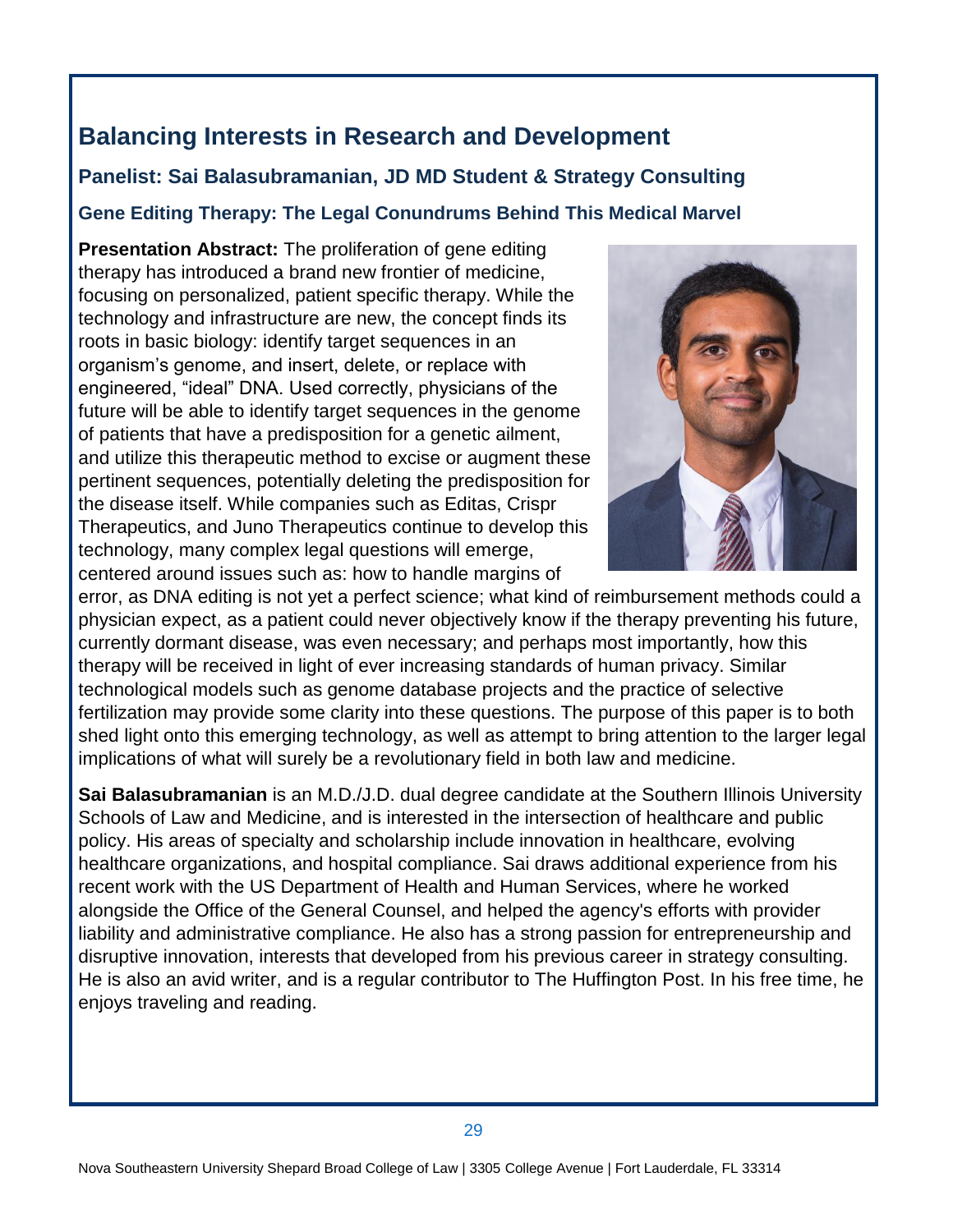## Balancing Interests in Research and Development

### Panelist: Sai Balasubramanian, JD MD Student & Strategy Consulting

### Gene Editing Therapy: The Legal Conundrums Behind This Medical Marvel

**Presentation Abstract:** The proliferation of gene editing therapy has introduced a brand new frontier of medicine, focusing on personalized, patient specific therapy. While the technology and infrastructure are new, the concept finds its roots in basic biology: identify target sequences in an organism's genome, and insert, delete, or replace with engineered, "ideal" DNA. Used correctly, physicians of the future will be able to identify target sequences in the genome of patients that have a predisposition for a genetic ailment, and utilize this therapeutic method to excise or augment these pertinent sequences, potentially deleting the predisposition for the disease itself. While companies such as Editas, Crispr Therapeutics, and Juno Therapeutics continue to develop this technology, many complex legal questions will emerge, centered around issues such as: how to handle margins of error, as DNA editing is not yet a perfect science; what kind of reimbursement methods could a physician expect, as a patient could never objectively know if the therapy preventing his future, currently dormant disease, was even necessary; and perhaps most importantly, how this therapy will be received in light of ever increasing standards of human privacy. Similar technological models such as genome database projects and the practice of selective fertilization may provide some clarity into these questions. The purpose of this paper is to both shed light onto this emerging technology, as well as attempt to bring attention to the larger legal implications of what will surely be a revolutionary field in both law and medicine.

**Sai Balasubramanian** is an M.D./J.D. dual degree candidate at the Southern Illinois University Schools of Law and Medicine, and is interested in the intersection of healthcare and public policy. His areas of specialty and scholarship include innovation in healthcare, evolving healthcare organizations, and hospital compliance. Sai draws additional experience from his recent work with the US Department of Health and Human Services, where he worked alongside the Office of the General Counsel, and helped the agency's efforts with provider liability and administrative compliance. He also has a strong passion for entrepreneurship and disruptive innovation, interests that developed from his previous career in strategy consulting. He is also an avid writer, and is a regular contributor to The Huffington Post. In his free time, he enjoys traveling and reading.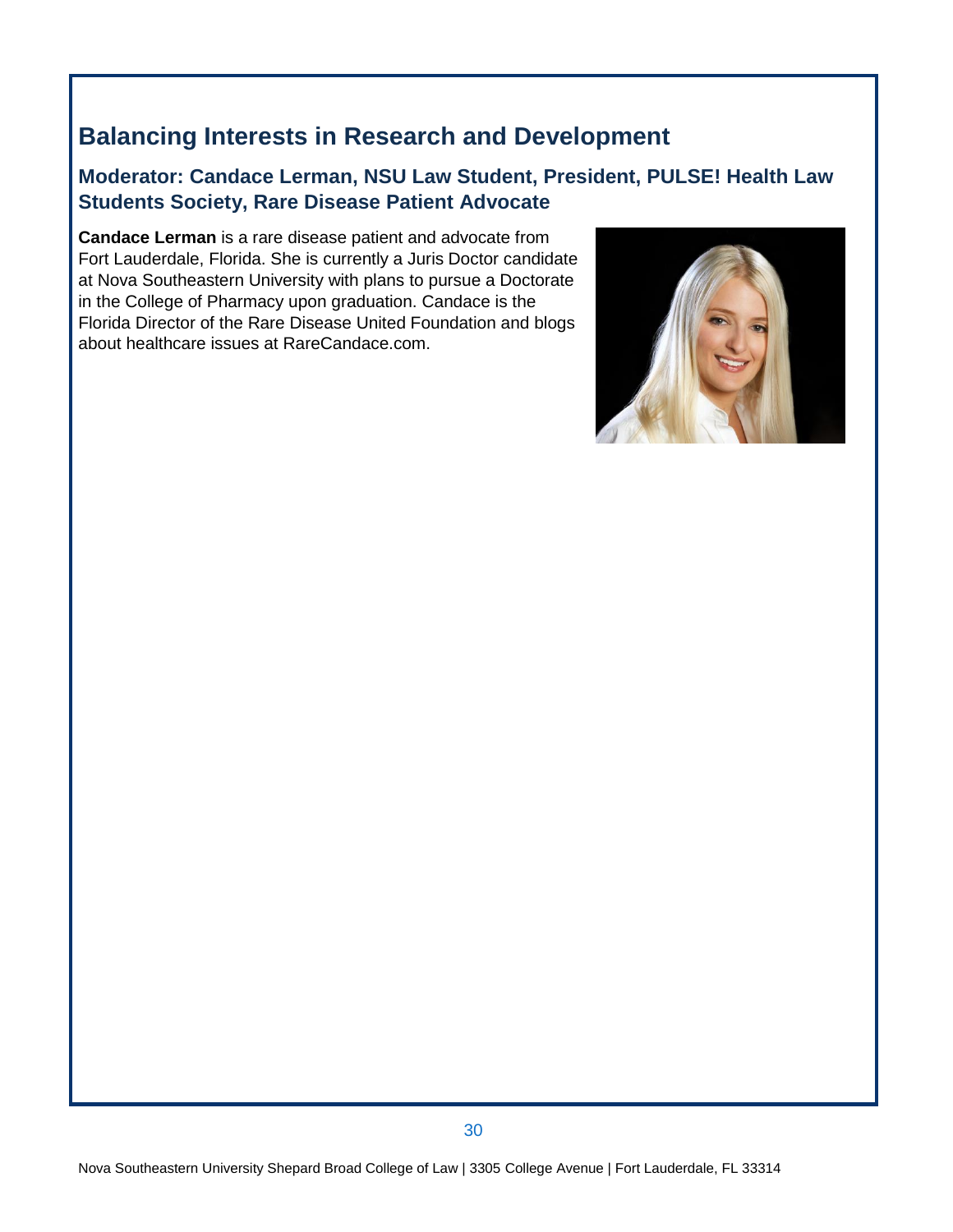## Balancing Interests in Research and Development

### Moderator: Candace Lerman, NSU Law Student, President, PULSE! Health Law Students Society, Rare Disease Patient Advocate

**Candace Lerman** is a rare disease patient and advocate from Fort Lauderdale, Florida. She is currently a Juris Doctor candidate at Nova Southeastern University with plans to pursue a Doctorate in the College of Pharmacy upon graduation. Candace is the Florida Director of the Rare Disease United Foundation and blogs about healthcare issues at RareCandace.com.